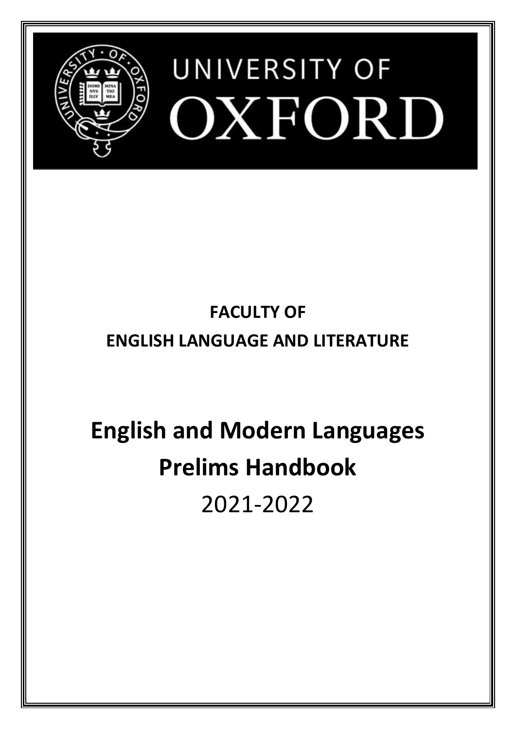UNIVERSITY OF

OXFORD

**FACULTY OF**

**ENGLISH LANGUAGE AND LITERATURE**

# English and Modern Languages Prelims Handbook

2021-2022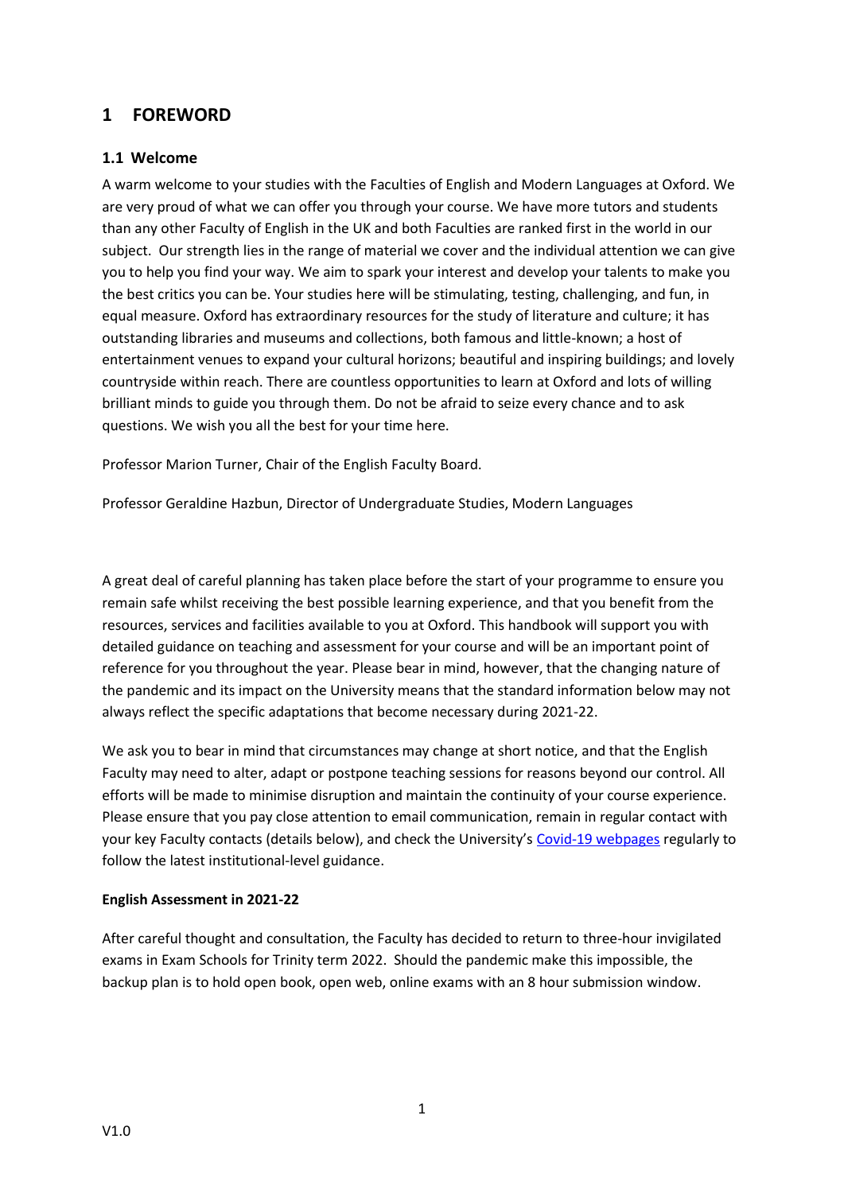# 1 FOREWORD

## 1.1 Welcome

A warm welcome to your studies with the Faculties of English and Modern Languages at Oxford. We are very proud of what we can offer you through your course. We have more tutors and students than any other Faculty of English in the UK and both Faculties are ranked first in the world in our subject. Our strength lies in the range of material we cover and the individual attention we can give you to help you find your way. We aim to spark your interest and develop your talents to make you the best critics you can be. Your studies here will be stimulating, testing, challenging, and fun, in equal measure. Oxford has extraordinary resources for the study of literature and culture; it has outstanding libraries and museums and collections, both famous and little-known; a host of entertainment venues to expand your cultural horizons; beautiful and inspiring buildings; and lovely countryside within reach. There are countless opportunities to learn at Oxford and lots of willing brilliant minds to guide you through them. Do not be afraid to seize every chance and to ask questions. We wish you all the best for your time here.

Professor Marion Turner, Chair of the English Faculty Board.

Professor Geraldine Hazbun, Director of Undergraduate Studies, Modern Languages

A great deal of careful planning has taken place before the start of your programme to ensure you remain safe whilst receiving the best possible learning experience, and that you benefit from the resources, services and facilities available to you at Oxford. This handbook will support you with detailed guidance on teaching and assessment for your course and will be an important point of reference for you throughout the year. Please bear in mind, however, that the changing nature of the pandemic and its impact on the University means that the standard information below may not always reflect the specific adaptations that become necessary during 2021-22.

We ask you to bear in mind that circumstances may change at short notice, and that the English Faculty may need to alter, adapt or postpone teaching sessions for reasons beyond our control. All efforts will be made to minimise disruption and maintain the continuity of your course experience. Please ensure that you pay close attention to email communication, remain in regular contact with your key Faculty contacts (details below), and check the University's Covid-19 webpages regularly to follow the latest institutional-level guidance.

**English Assessment in 2021-22**

After careful thought and consultation, the Faculty has decided to return to three-hour invigilated exams in Exam Schools for Trinity term 2022. Should the pandemic make this impossible, the backup plan is to hold open book, open web, online exams with an 8 hour submission window.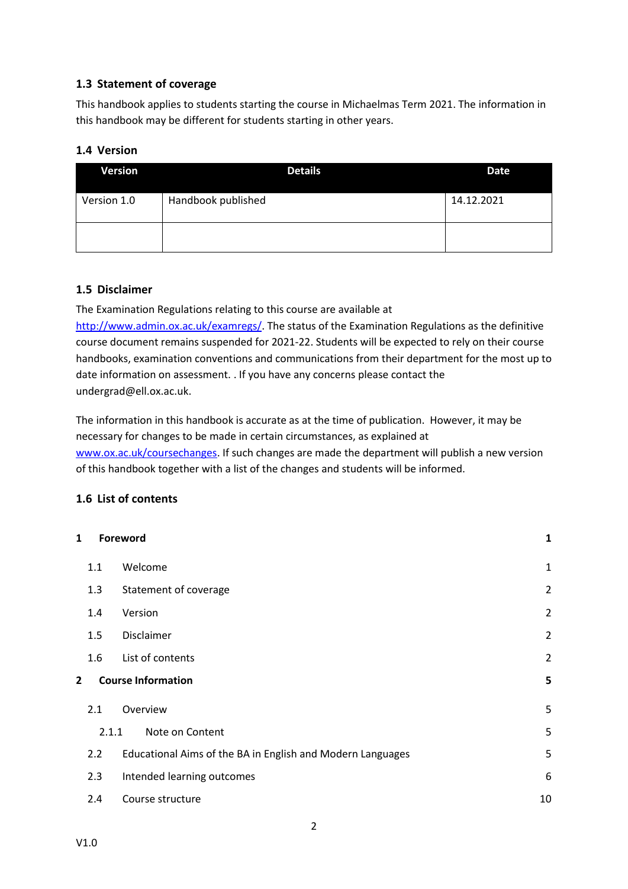### 1.3 Statement of coverage

This handbook applies to students starting the course in Michaelmas Term 2021. The information in this handbook may be different for students starting in other years.

### 1.4 Version

| Version | Details | Date |
|---|---|---|
| Version 1.0 | Handbook published | 14.12.2021 |
| | | |

### 1.5 Disclaimer

The Examination Regulations relating to this course are available at [http://www.admin.ox.ac.uk/examregs/](http://www.admin.ox.ac.uk/examregs/). The status of the Examination Regulations as the definitive course document remains suspended for 2021-22. Students will be expected to rely on their course handbooks, examination conventions and communications from their department for the most up to date information on assessment. . If you have any concerns please contact the undergrad@ell.ox.ac.uk.

The information in this handbook is accurate as at the time of publication. However, it may be necessary for changes to be made in certain circumstances, as explained at [www.ox.ac.uk/coursechanges](www.ox.ac.uk/coursechanges). If such changes are made the department will publish a new version of this handbook together with a list of the changes and students will be informed.

### 1.6 List of contents

| | | |
|---|---|---|
| **1** | **Foreword** | **1** |
| 1.1 | Welcome | 1 |
| 1.3 | Statement of coverage | 2 |
| 1.4 | Version | 2 |
| 1.5 | Disclaimer | 2 |
| 1.6 | List of contents | 2 |
| **2** | **Course Information** | **5** |
| 2.1 | Overview | 5 |
| 2.1.1 | Note on Content | 5 |
| 2.2 | Educational Aims of the BA in English and Modern Languages | 5 |
| 2.3 | Intended learning outcomes | 6 |
| 2.4 | Course structure | 10 |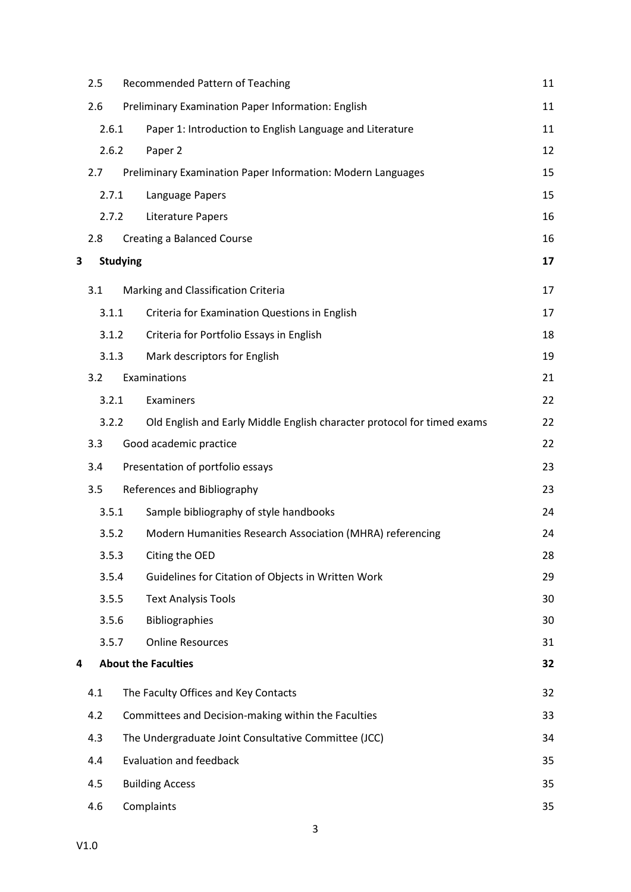| | | |
|---|---|---|
| 2.5 | Recommended Pattern of Teaching | 11 |
| 2.6 | Preliminary Examination Paper Information: English | 11 |
| 2.6.1 | Paper 1: Introduction to English Language and Literature | 11 |
| 2.6.2 | Paper 2 | 12 |
| 2.7 | Preliminary Examination Paper Information: Modern Languages | 15 |
| 2.7.1 | Language Papers | 15 |
| 2.7.2 | Literature Papers | 16 |
| 2.8 | Creating a Balanced Course | 16 |
| **3** | **Studying** | **17** |
| 3.1 | Marking and Classification Criteria | 17 |
| 3.1.1 | Criteria for Examination Questions in English | 17 |
| 3.1.2 | Criteria for Portfolio Essays in English | 18 |
| 3.1.3 | Mark descriptors for English | 19 |
| 3.2 | Examinations | 21 |
| 3.2.1 | Examiners | 22 |
| 3.2.2 | Old English and Early Middle English character protocol for timed exams | 22 |
| 3.3 | Good academic practice | 22 |
| 3.4 | Presentation of portfolio essays | 23 |
| 3.5 | References and Bibliography | 23 |
| 3.5.1 | Sample bibliography of style handbooks | 24 |
| 3.5.2 | Modern Humanities Research Association (MHRA) referencing | 24 |
| 3.5.3 | Citing the OED | 28 |
| 3.5.4 | Guidelines for Citation of Objects in Written Work | 29 |
| 3.5.5 | Text Analysis Tools | 30 |
| 3.5.6 | Bibliographies | 30 |
| 3.5.7 | Online Resources | 31 |
| **4** | **About the Faculties** | **32** |
| 4.1 | The Faculty Offices and Key Contacts | 32 |
| 4.2 | Committees and Decision-making within the Faculties | 33 |
| 4.3 | The Undergraduate Joint Consultative Committee (JCC) | 34 |
| 4.4 | Evaluation and feedback | 35 |
| 4.5 | Building Access | 35 |
| 4.6 | Complaints | 35 |

V1.0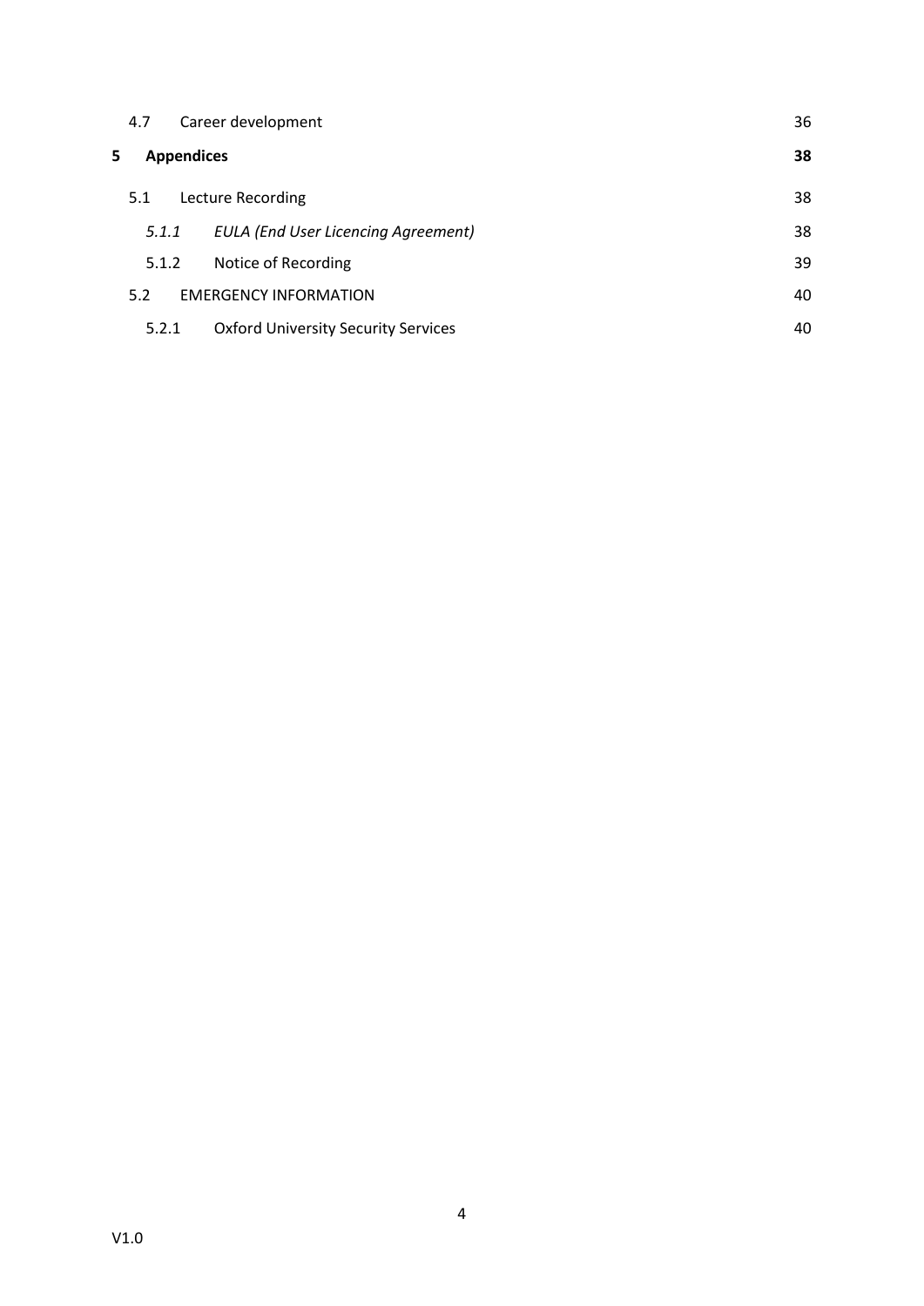| | | |
|---|---|---|
| 4.7 | Career development | 36 |
| **5** | **Appendices** | **38** |
| 5.1 | Lecture Recording | 38 |
| *5.1.1* | *EULA (End User Licencing Agreement)* | 38 |
| 5.1.2 | Notice of Recording | 39 |
| 5.2 | EMERGENCY INFORMATION | 40 |
| 5.2.1 | Oxford University Security Services | 40 |

V1.0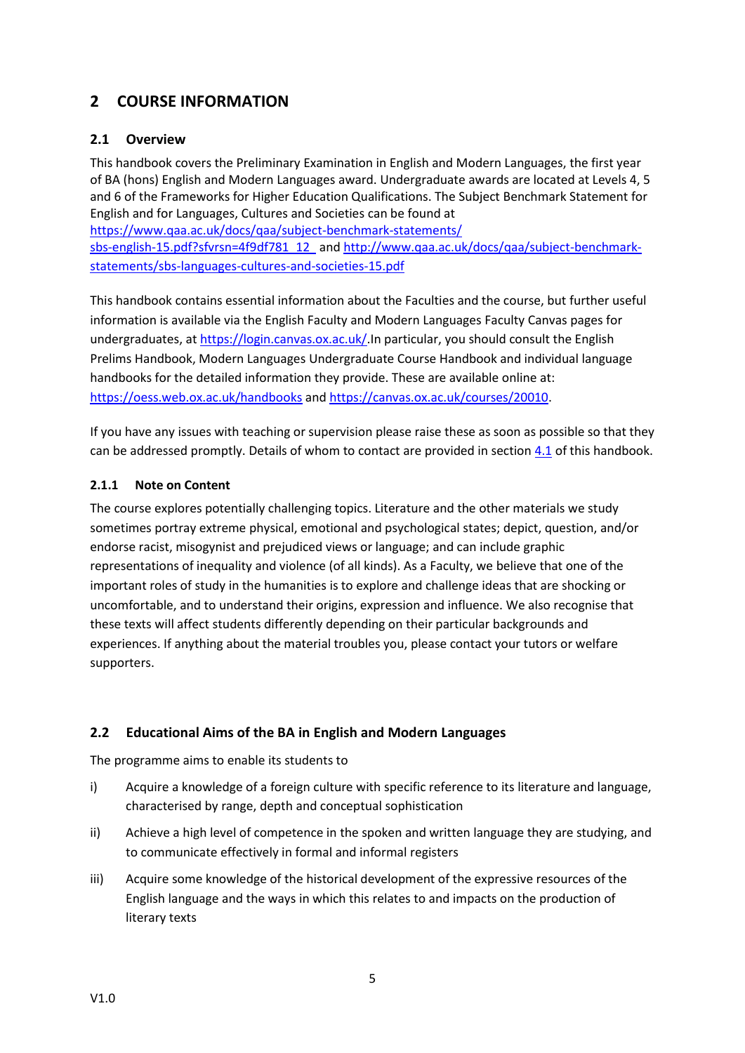## 2 COURSE INFORMATION

### 2.1 Overview

This handbook covers the Preliminary Examination in English and Modern Languages, the first year of BA (hons) English and Modern Languages award. Undergraduate awards are located at Levels 4, 5 and 6 of the Frameworks for Higher Education Qualifications. The Subject Benchmark Statement for English and for Languages, Cultures and Societies can be found at https://www.qaa.ac.uk/docs/qaa/subject-benchmark-statements/sbs-english-15.pdf?sfvrsn=4f9df781_12 and http://www.qaa.ac.uk/docs/qaa/subject-benchmark-statements/sbs-languages-cultures-and-societies-15.pdf

This handbook contains essential information about the Faculties and the course, but further useful information is available via the English Faculty and Modern Languages Faculty Canvas pages for undergraduates, at https://login.canvas.ox.ac.uk/.In particular, you should consult the English Prelims Handbook, Modern Languages Undergraduate Course Handbook and individual language handbooks for the detailed information they provide. These are available online at: https://oess.web.ox.ac.uk/handbooks and https://canvas.ox.ac.uk/courses/20010.

If you have any issues with teaching or supervision please raise these as soon as possible so that they can be addressed promptly. Details of whom to contact are provided in section 4.1 of this handbook.

#### 2.1.1 Note on Content

The course explores potentially challenging topics. Literature and the other materials we study sometimes portray extreme physical, emotional and psychological states; depict, question, and/or endorse racist, misogynist and prejudiced views or language; and can include graphic representations of inequality and violence (of all kinds). As a Faculty, we believe that one of the important roles of study in the humanities is to explore and challenge ideas that are shocking or uncomfortable, and to understand their origins, expression and influence. We also recognise that these texts will affect students differently depending on their particular backgrounds and experiences. If anything about the material troubles you, please contact your tutors or welfare supporters.

### 2.2 Educational Aims of the BA in English and Modern Languages

The programme aims to enable its students to

i) Acquire a knowledge of a foreign culture with specific reference to its literature and language, characterised by range, depth and conceptual sophistication

ii) Achieve a high level of competence in the spoken and written language they are studying, and to communicate effectively in formal and informal registers

iii) Acquire some knowledge of the historical development of the expressive resources of the English language and the ways in which this relates to and impacts on the production of literary texts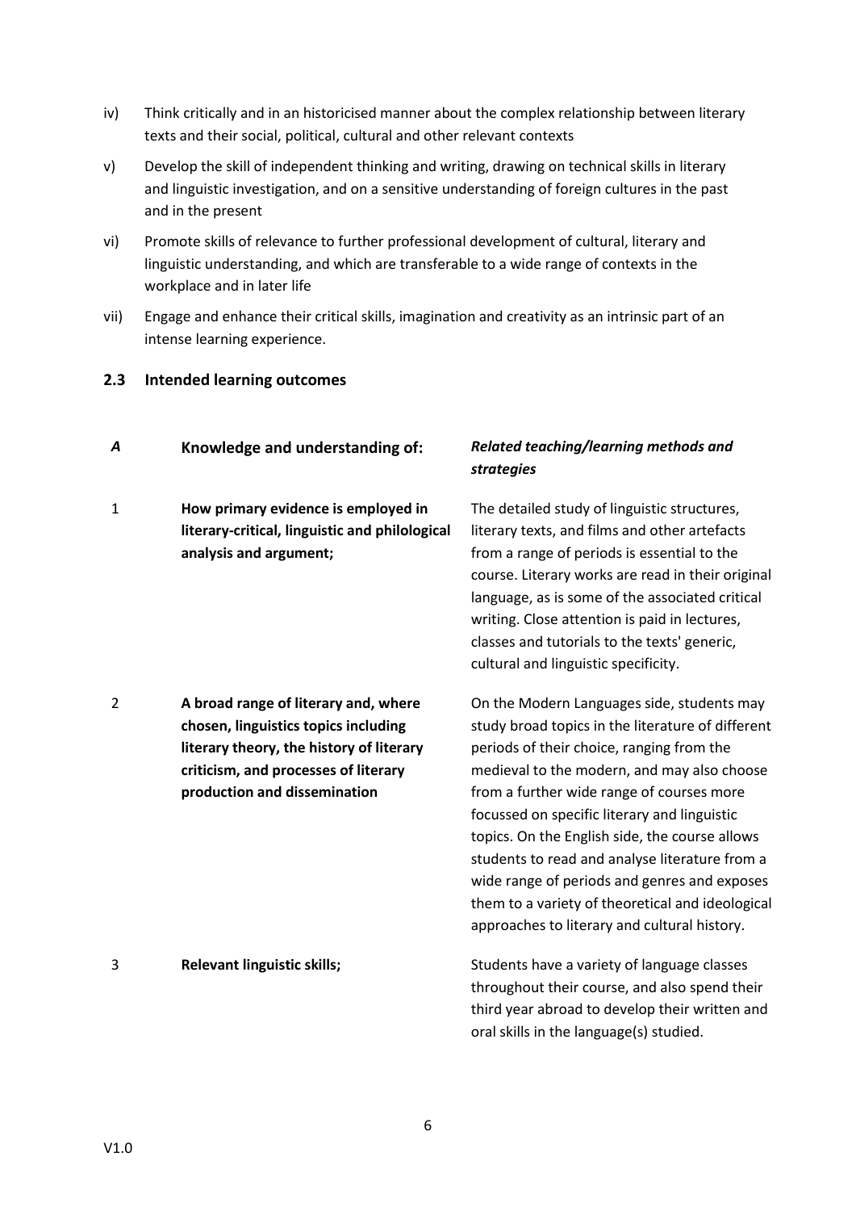iv) Think critically and in an historicised manner about the complex relationship between literary texts and their social, political, cultural and other relevant contexts

v) Develop the skill of independent thinking and writing, drawing on technical skills in literary and linguistic investigation, and on a sensitive understanding of foreign cultures in the past and in the present

vi) Promote skills of relevance to further professional development of cultural, literary and linguistic understanding, and which are transferable to a wide range of contexts in the workplace and in later life

vii) Engage and enhance their critical skills, imagination and creativity as an intrinsic part of an intense learning experience.

## 2.3 Intended learning outcomes

| *A* | **Knowledge and understanding of:** | ***Related teaching/learning methods and strategies*** |
|---|---|---|
| 1 | **How primary evidence is employed in literary-critical, linguistic and philological analysis and argument;** | The detailed study of linguistic structures, literary texts, and films and other artefacts from a range of periods is essential to the course. Literary works are read in their original language, as is some of the associated critical writing. Close attention is paid in lectures, classes and tutorials to the texts' generic, cultural and linguistic specificity. |
| 2 | **A broad range of literary and, where chosen, linguistics topics including literary theory, the history of literary criticism, and processes of literary production and dissemination** | On the Modern Languages side, students may study broad topics in the literature of different periods of their choice, ranging from the medieval to the modern, and may also choose from a further wide range of courses more focussed on specific literary and linguistic topics. On the English side, the course allows students to read and analyse literature from a wide range of periods and genres and exposes them to a variety of theoretical and ideological approaches to literary and cultural history. |
| 3 | **Relevant linguistic skills;** | Students have a variety of language classes throughout their course, and also spend their third year abroad to develop their written and oral skills in the language(s) studied. |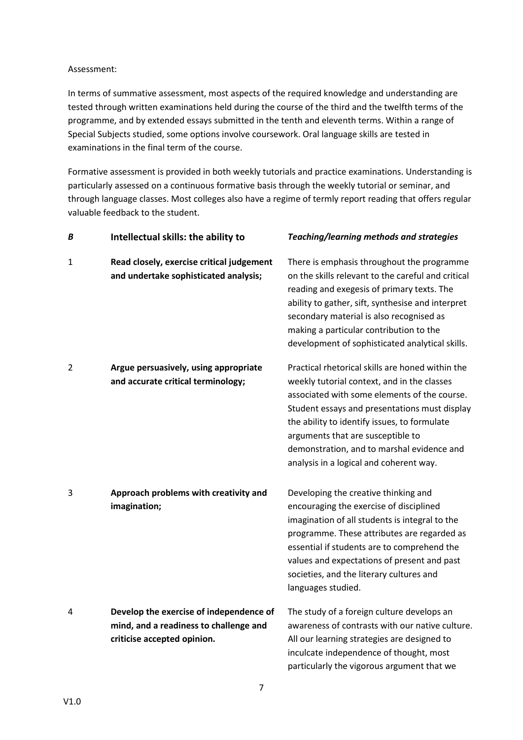Assessment:

In terms of summative assessment, most aspects of the required knowledge and understanding are tested through written examinations held during the course of the third and the twelfth terms of the programme, and by extended essays submitted in the tenth and eleventh terms. Within a range of Special Subjects studied, some options involve coursework. Oral language skills are tested in examinations in the final term of the course.

Formative assessment is provided in both weekly tutorials and practice examinations. Understanding is particularly assessed on a continuous formative basis through the weekly tutorial or seminar, and through language classes. Most colleges also have a regime of termly report reading that offers regular valuable feedback to the student.

| ***B*** | **Intellectual skills: the ability to** | ***Teaching/learning methods and strategies*** |
|---|---|---|
| 1 | **Read closely, exercise critical judgement and undertake sophisticated analysis;** | There is emphasis throughout the programme on the skills relevant to the careful and critical reading and exegesis of primary texts. The ability to gather, sift, synthesise and interpret secondary material is also recognised as making a particular contribution to the development of sophisticated analytical skills. |
| 2 | **Argue persuasively, using appropriate and accurate critical terminology;** | Practical rhetorical skills are honed within the weekly tutorial context, and in the classes associated with some elements of the course. Student essays and presentations must display the ability to identify issues, to formulate arguments that are susceptible to demonstration, and to marshal evidence and analysis in a logical and coherent way. |
| 3 | **Approach problems with creativity and imagination;** | Developing the creative thinking and encouraging the exercise of disciplined imagination of all students is integral to the programme. These attributes are regarded as essential if students are to comprehend the values and expectations of present and past societies, and the literary cultures and languages studied. |
| 4 | **Develop the exercise of independence of mind, and a readiness to challenge and criticise accepted opinion.** | The study of a foreign culture develops an awareness of contrasts with our native culture. All our learning strategies are designed to inculcate independence of thought, most particularly the vigorous argument that we |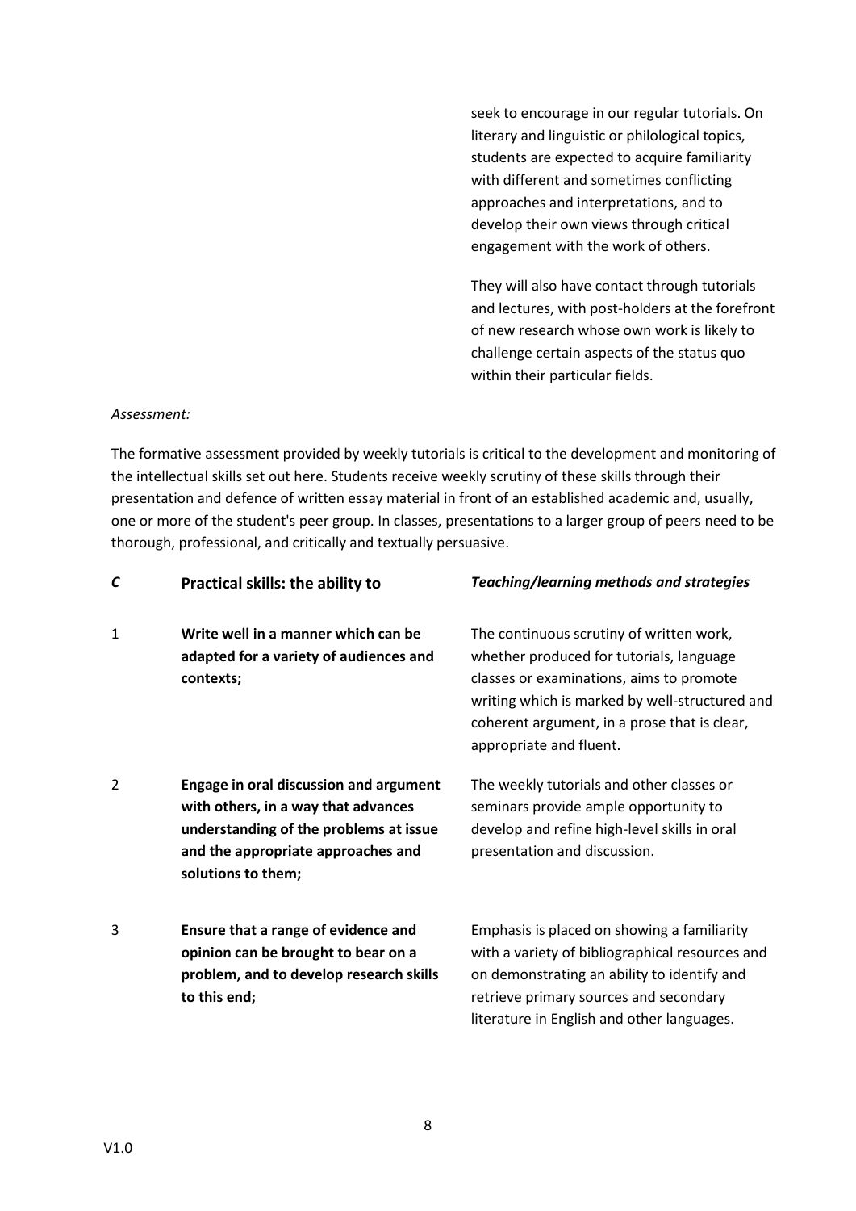| | | |
|---|---|---|
| | | seek to encourage in our regular tutorials. On literary and linguistic or philological topics, students are expected to acquire familiarity with different and sometimes conflicting approaches and interpretations, and to develop their own views through critical engagement with the work of others. They will also have contact through tutorials and lectures, with post-holders at the forefront of new research whose own work is likely to challenge certain aspects of the status quo within their particular fields. |

*Assessment:*

The formative assessment provided by weekly tutorials is critical to the development and monitoring of the intellectual skills set out here. Students receive weekly scrutiny of these skills through their presentation and defence of written essay material in front of an established academic and, usually, one or more of the student's peer group. In classes, presentations to a larger group of peers need to be thorough, professional, and critically and textually persuasive.

| ***C*** | **Practical skills: the ability to** | ***Teaching/learning methods and strategies*** |
|---|---|---|
| 1 | **Write well in a manner which can be adapted for a variety of audiences and contexts;** | The continuous scrutiny of written work, whether produced for tutorials, language classes or examinations, aims to promote writing which is marked by well-structured and coherent argument, in a prose that is clear, appropriate and fluent. |
| 2 | **Engage in oral discussion and argument with others, in a way that advances understanding of the problems at issue and the appropriate approaches and solutions to them;** | The weekly tutorials and other classes or seminars provide ample opportunity to develop and refine high-level skills in oral presentation and discussion. |
| 3 | **Ensure that a range of evidence and opinion can be brought to bear on a problem, and to develop research skills to this end;** | Emphasis is placed on showing a familiarity with a variety of bibliographical resources and on demonstrating an ability to identify and retrieve primary sources and secondary literature in English and other languages. |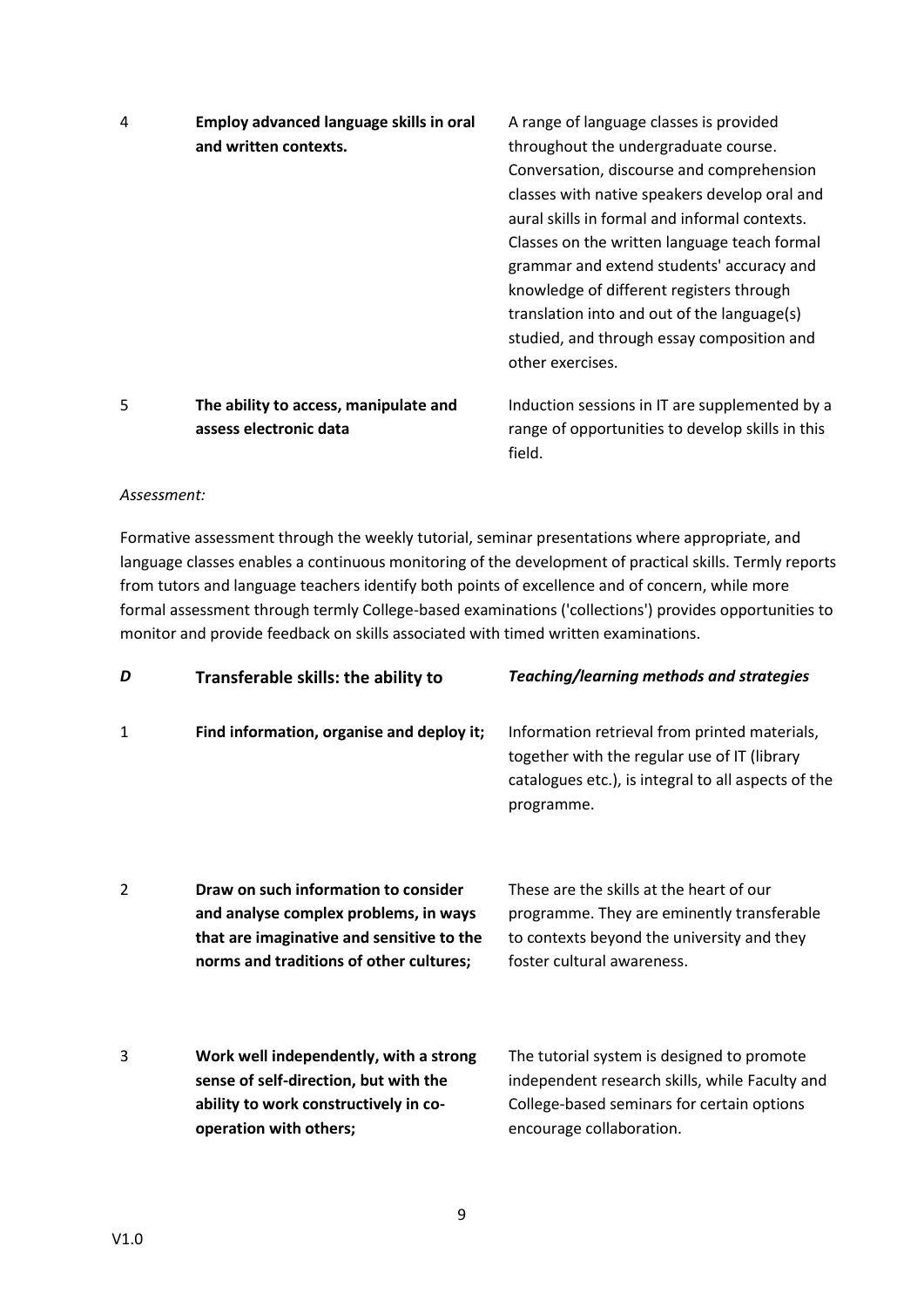| | | |
|---|---|---|
| 4 | **Employ advanced language skills in oral and written contexts.** | A range of language classes is provided throughout the undergraduate course. Conversation, discourse and comprehension classes with native speakers develop oral and aural skills in formal and informal contexts. Classes on the written language teach formal grammar and extend students' accuracy and knowledge of different registers through translation into and out of the language(s) studied, and through essay composition and other exercises. |
| 5 | **The ability to access, manipulate and assess electronic data** | Induction sessions in IT are supplemented by a range of opportunities to develop skills in this field. |

*Assessment:*

Formative assessment through the weekly tutorial, seminar presentations where appropriate, and language classes enables a continuous monitoring of the development of practical skills. Termly reports from tutors and language teachers identify both points of excellence and of concern, while more formal assessment through termly College-based examinations ('collections') provides opportunities to monitor and provide feedback on skills associated with timed written examinations.

| ***D*** | **Transferable skills: the ability to** | ***Teaching/learning methods and strategies*** |
|---|---|---|
| 1 | **Find information, organise and deploy it;** | Information retrieval from printed materials, together with the regular use of IT (library catalogues etc.), is integral to all aspects of the programme. |
| 2 | **Draw on such information to consider and analyse complex problems, in ways that are imaginative and sensitive to the norms and traditions of other cultures;** | These are the skills at the heart of our programme. They are eminently transferable to contexts beyond the university and they foster cultural awareness. |
| 3 | **Work well independently, with a strong sense of self-direction, but with the ability to work constructively in co-operation with others;** | The tutorial system is designed to promote independent research skills, while Faculty and College-based seminars for certain options encourage collaboration. |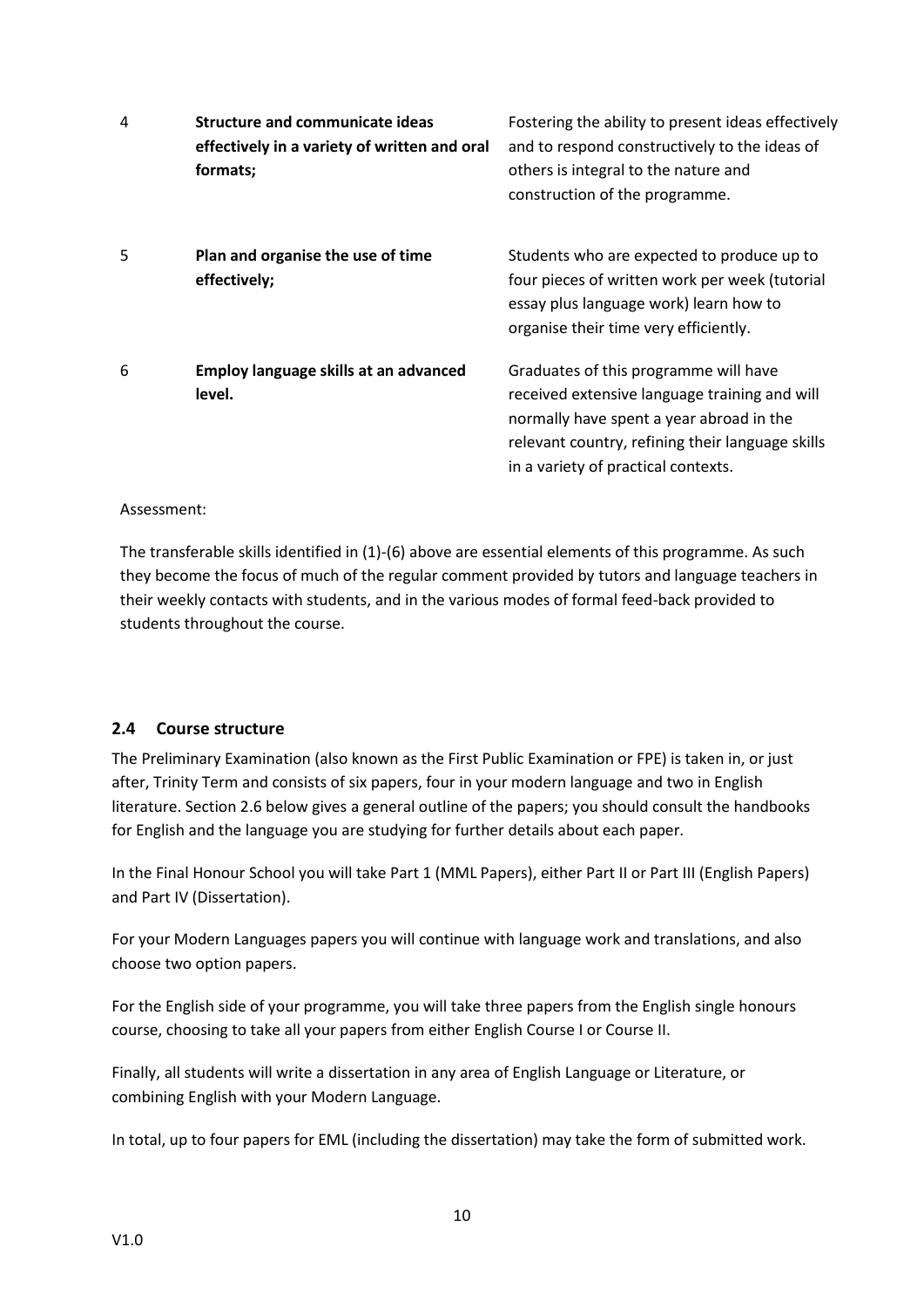| | | |
|---|---|---|
| 4 | **Structure and communicate ideas effectively in a variety of written and oral formats;** | Fostering the ability to present ideas effectively and to respond constructively to the ideas of others is integral to the nature and construction of the programme. |
| 5 | **Plan and organise the use of time effectively;** | Students who are expected to produce up to four pieces of written work per week (tutorial essay plus language work) learn how to organise their time very efficiently. |
| 6 | **Employ language skills at an advanced level.** | Graduates of this programme will have received extensive language training and will normally have spent a year abroad in the relevant country, refining their language skills in a variety of practical contexts. |

Assessment:

The transferable skills identified in (1)-(6) above are essential elements of this programme. As such they become the focus of much of the regular comment provided by tutors and language teachers in their weekly contacts with students, and in the various modes of formal feed-back provided to students throughout the course.

## 2.4 Course structure

The Preliminary Examination (also known as the First Public Examination or FPE) is taken in, or just after, Trinity Term and consists of six papers, four in your modern language and two in English literature. Section 2.6 below gives a general outline of the papers; you should consult the handbooks for English and the language you are studying for further details about each paper.

In the Final Honour School you will take Part 1 (MML Papers), either Part II or Part III (English Papers) and Part IV (Dissertation).

For your Modern Languages papers you will continue with language work and translations, and also choose two option papers.

For the English side of your programme, you will take three papers from the English single honours course, choosing to take all your papers from either English Course I or Course II.

Finally, all students will write a dissertation in any area of English Language or Literature, or combining English with your Modern Language.

In total, up to four papers for EML (including the dissertation) may take the form of submitted work.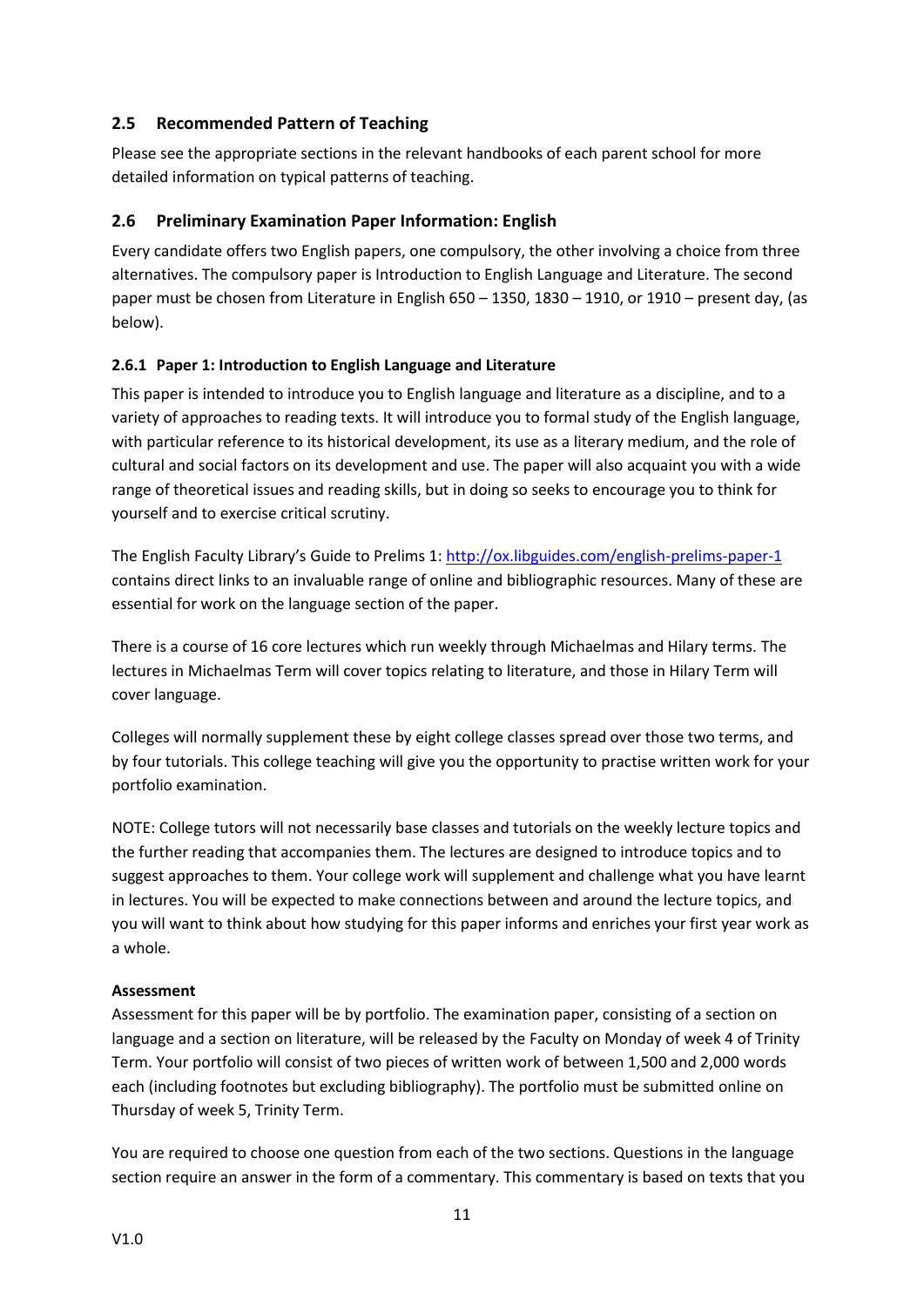## 2.5 Recommended Pattern of Teaching

Please see the appropriate sections in the relevant handbooks of each parent school for more detailed information on typical patterns of teaching.

## 2.6 Preliminary Examination Paper Information: English

Every candidate offers two English papers, one compulsory, the other involving a choice from three alternatives. The compulsory paper is Introduction to English Language and Literature. The second paper must be chosen from Literature in English 650 – 1350, 1830 – 1910, or 1910 – present day, (as below).

### 2.6.1 Paper 1: Introduction to English Language and Literature

This paper is intended to introduce you to English language and literature as a discipline, and to a variety of approaches to reading texts. It will introduce you to formal study of the English language, with particular reference to its historical development, its use as a literary medium, and the role of cultural and social factors on its development and use. The paper will also acquaint you with a wide range of theoretical issues and reading skills, but in doing so seeks to encourage you to think for yourself and to exercise critical scrutiny.

The English Faculty Library's Guide to Prelims 1: http://ox.libguides.com/english-prelims-paper-1 contains direct links to an invaluable range of online and bibliographic resources. Many of these are essential for work on the language section of the paper.

There is a course of 16 core lectures which run weekly through Michaelmas and Hilary terms. The lectures in Michaelmas Term will cover topics relating to literature, and those in Hilary Term will cover language.

Colleges will normally supplement these by eight college classes spread over those two terms, and by four tutorials. This college teaching will give you the opportunity to practise written work for your portfolio examination.

NOTE: College tutors will not necessarily base classes and tutorials on the weekly lecture topics and the further reading that accompanies them. The lectures are designed to introduce topics and to suggest approaches to them. Your college work will supplement and challenge what you have learnt in lectures. You will be expected to make connections between and around the lecture topics, and you will want to think about how studying for this paper informs and enriches your first year work as a whole.

**Assessment**

Assessment for this paper will be by portfolio. The examination paper, consisting of a section on language and a section on literature, will be released by the Faculty on Monday of week 4 of Trinity Term. Your portfolio will consist of two pieces of written work of between 1,500 and 2,000 words each (including footnotes but excluding bibliography). The portfolio must be submitted online on Thursday of week 5, Trinity Term.

You are required to choose one question from each of the two sections. Questions in the language section require an answer in the form of a commentary. This commentary is based on texts that you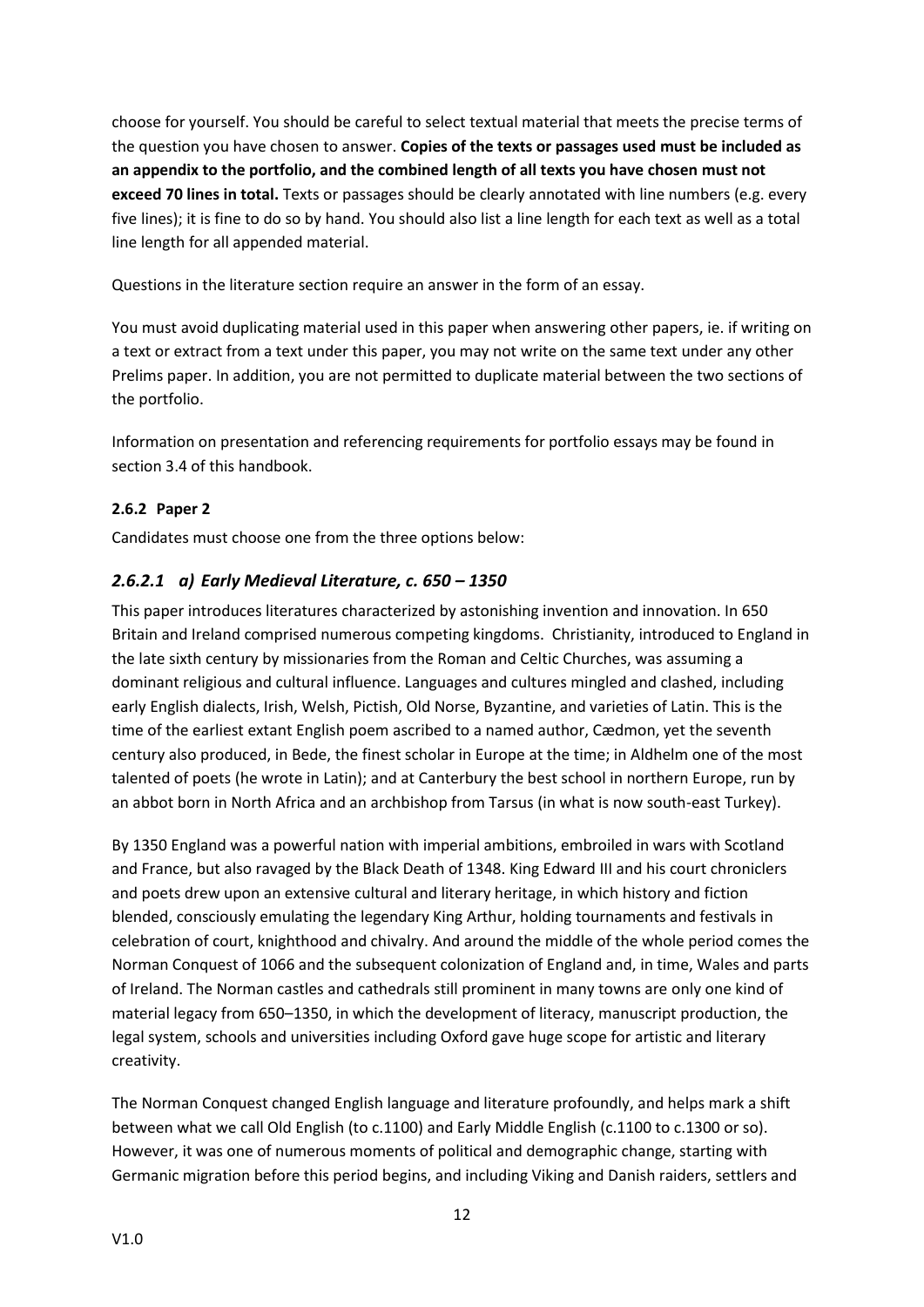choose for yourself. You should be careful to select textual material that meets the precise terms of the question you have chosen to answer. **Copies of the texts or passages used must be included as an appendix to the portfolio, and the combined length of all texts you have chosen must not exceed 70 lines in total.** Texts or passages should be clearly annotated with line numbers (e.g. every five lines); it is fine to do so by hand. You should also list a line length for each text as well as a total line length for all appended material.

Questions in the literature section require an answer in the form of an essay.

You must avoid duplicating material used in this paper when answering other papers, ie. if writing on a text or extract from a text under this paper, you may not write on the same text under any other Prelims paper. In addition, you are not permitted to duplicate material between the two sections of the portfolio.

Information on presentation and referencing requirements for portfolio essays may be found in section 3.4 of this handbook.

### 2.6.2 Paper 2

Candidates must choose one from the three options below:

### *2.6.2.1 a) Early Medieval Literature, c. 650 – 1350*

This paper introduces literatures characterized by astonishing invention and innovation. In 650 Britain and Ireland comprised numerous competing kingdoms. Christianity, introduced to England in the late sixth century by missionaries from the Roman and Celtic Churches, was assuming a dominant religious and cultural influence. Languages and cultures mingled and clashed, including early English dialects, Irish, Welsh, Pictish, Old Norse, Byzantine, and varieties of Latin. This is the time of the earliest extant English poem ascribed to a named author, Cædmon, yet the seventh century also produced, in Bede, the finest scholar in Europe at the time; in Aldhelm one of the most talented of poets (he wrote in Latin); and at Canterbury the best school in northern Europe, run by an abbot born in North Africa and an archbishop from Tarsus (in what is now south-east Turkey).

By 1350 England was a powerful nation with imperial ambitions, embroiled in wars with Scotland and France, but also ravaged by the Black Death of 1348. King Edward III and his court chroniclers and poets drew upon an extensive cultural and literary heritage, in which history and fiction blended, consciously emulating the legendary King Arthur, holding tournaments and festivals in celebration of court, knighthood and chivalry. And around the middle of the whole period comes the Norman Conquest of 1066 and the subsequent colonization of England and, in time, Wales and parts of Ireland. The Norman castles and cathedrals still prominent in many towns are only one kind of material legacy from 650–1350, in which the development of literacy, manuscript production, the legal system, schools and universities including Oxford gave huge scope for artistic and literary creativity.

The Norman Conquest changed English language and literature profoundly, and helps mark a shift between what we call Old English (to c.1100) and Early Middle English (c.1100 to c.1300 or so). However, it was one of numerous moments of political and demographic change, starting with Germanic migration before this period begins, and including Viking and Danish raiders, settlers and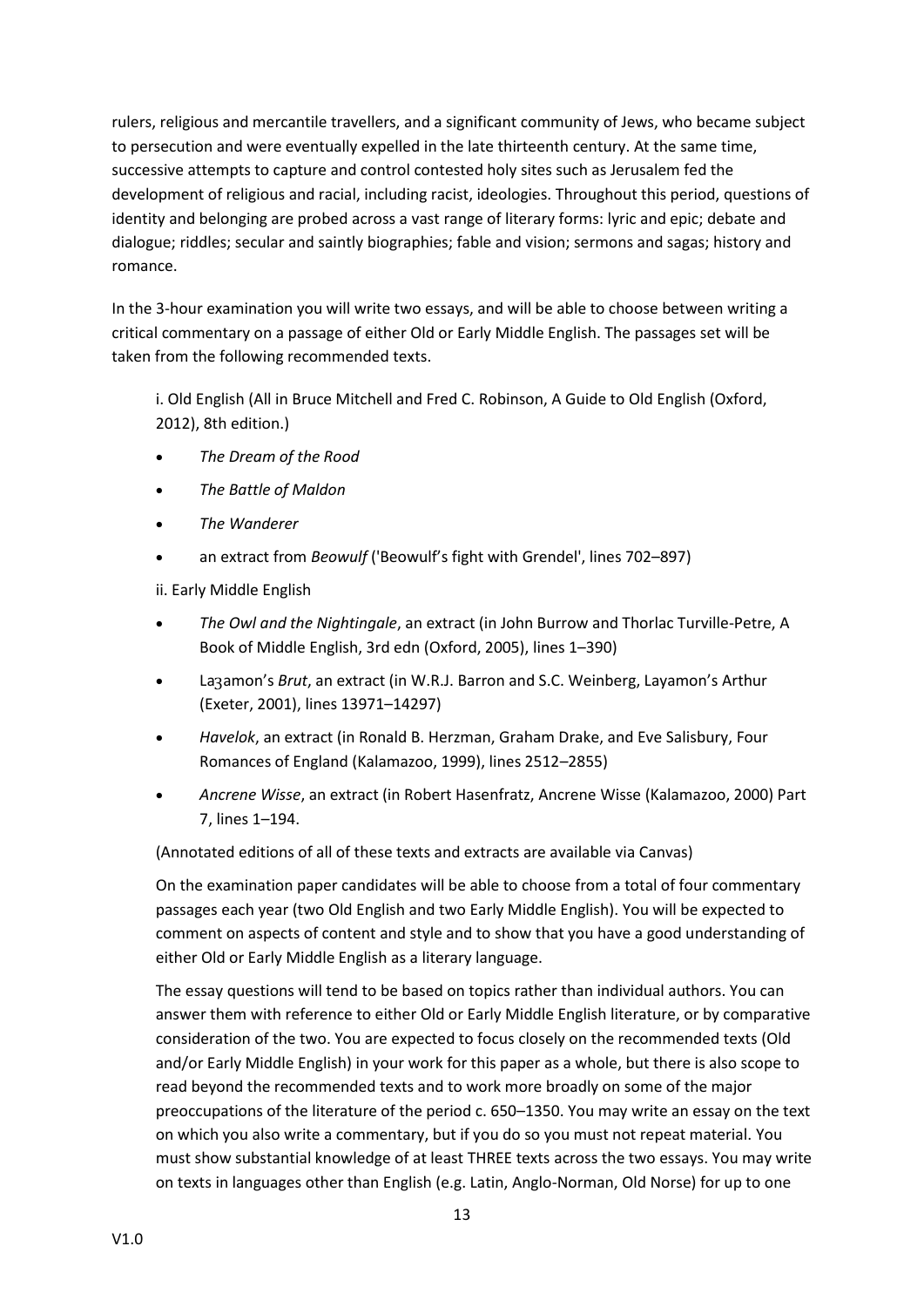rulers, religious and mercantile travellers, and a significant community of Jews, who became subject to persecution and were eventually expelled in the late thirteenth century. At the same time, successive attempts to capture and control contested holy sites such as Jerusalem fed the development of religious and racial, including racist, ideologies. Throughout this period, questions of identity and belonging are probed across a vast range of literary forms: lyric and epic; debate and dialogue; riddles; secular and saintly biographies; fable and vision; sermons and sagas; history and romance.

In the 3-hour examination you will write two essays, and will be able to choose between writing a critical commentary on a passage of either Old or Early Middle English. The passages set will be taken from the following recommended texts.

i. Old English (All in Bruce Mitchell and Fred C. Robinson, A Guide to Old English (Oxford, 2012), 8th edition.)

- *The Dream of the Rood*
- *The Battle of Maldon*
- *The Wanderer*
- an extract from *Beowulf* ('Beowulf's fight with Grendel', lines 702–897)

ii. Early Middle English

- *The Owl and the Nightingale*, an extract (in John Burrow and Thorlac Turville-Petre, A Book of Middle English, 3rd edn (Oxford, 2005), lines 1–390)
- Laȝamon's *Brut*, an extract (in W.R.J. Barron and S.C. Weinberg, Layamon's Arthur (Exeter, 2001), lines 13971–14297)
- *Havelok*, an extract (in Ronald B. Herzman, Graham Drake, and Eve Salisbury, Four Romances of England (Kalamazoo, 1999), lines 2512–2855)
- *Ancrene Wisse*, an extract (in Robert Hasenfratz, Ancrene Wisse (Kalamazoo, 2000) Part 7, lines 1–194.

(Annotated editions of all of these texts and extracts are available via Canvas)

On the examination paper candidates will be able to choose from a total of four commentary passages each year (two Old English and two Early Middle English). You will be expected to comment on aspects of content and style and to show that you have a good understanding of either Old or Early Middle English as a literary language.

The essay questions will tend to be based on topics rather than individual authors. You can answer them with reference to either Old or Early Middle English literature, or by comparative consideration of the two. You are expected to focus closely on the recommended texts (Old and/or Early Middle English) in your work for this paper as a whole, but there is also scope to read beyond the recommended texts and to work more broadly on some of the major preoccupations of the literature of the period c. 650–1350. You may write an essay on the text on which you also write a commentary, but if you do so you must not repeat material. You must show substantial knowledge of at least THREE texts across the two essays. You may write on texts in languages other than English (e.g. Latin, Anglo-Norman, Old Norse) for up to one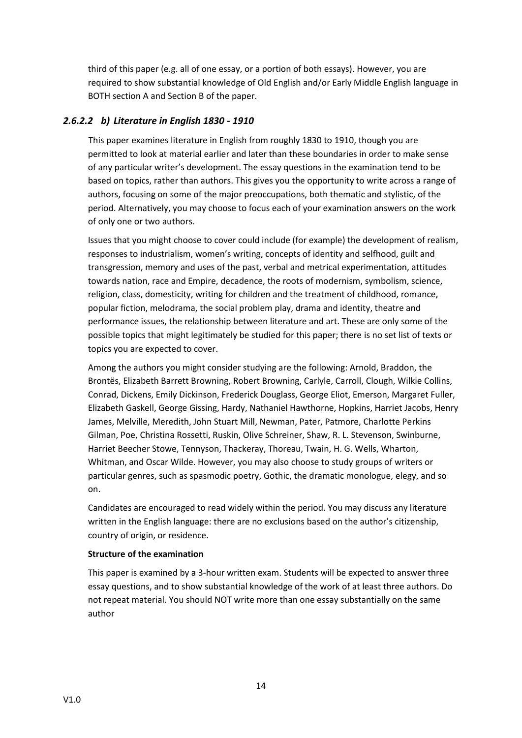third of this paper (e.g. all of one essay, or a portion of both essays). However, you are required to show substantial knowledge of Old English and/or Early Middle English language in BOTH section A and Section B of the paper.

### *2.6.2.2 b) Literature in English 1830 - 1910*

This paper examines literature in English from roughly 1830 to 1910, though you are permitted to look at material earlier and later than these boundaries in order to make sense of any particular writer's development. The essay questions in the examination tend to be based on topics, rather than authors. This gives you the opportunity to write across a range of authors, focusing on some of the major preoccupations, both thematic and stylistic, of the period. Alternatively, you may choose to focus each of your examination answers on the work of only one or two authors.

Issues that you might choose to cover could include (for example) the development of realism, responses to industrialism, women's writing, concepts of identity and selfhood, guilt and transgression, memory and uses of the past, verbal and metrical experimentation, attitudes towards nation, race and Empire, decadence, the roots of modernism, symbolism, science, religion, class, domesticity, writing for children and the treatment of childhood, romance, popular fiction, melodrama, the social problem play, drama and identity, theatre and performance issues, the relationship between literature and art. These are only some of the possible topics that might legitimately be studied for this paper; there is no set list of texts or topics you are expected to cover.

Among the authors you might consider studying are the following: Arnold, Braddon, the Brontës, Elizabeth Barrett Browning, Robert Browning, Carlyle, Carroll, Clough, Wilkie Collins, Conrad, Dickens, Emily Dickinson, Frederick Douglass, George Eliot, Emerson, Margaret Fuller, Elizabeth Gaskell, George Gissing, Hardy, Nathaniel Hawthorne, Hopkins, Harriet Jacobs, Henry James, Melville, Meredith, John Stuart Mill, Newman, Pater, Patmore, Charlotte Perkins Gilman, Poe, Christina Rossetti, Ruskin, Olive Schreiner, Shaw, R. L. Stevenson, Swinburne, Harriet Beecher Stowe, Tennyson, Thackeray, Thoreau, Twain, H. G. Wells, Wharton, Whitman, and Oscar Wilde. However, you may also choose to study groups of writers or particular genres, such as spasmodic poetry, Gothic, the dramatic monologue, elegy, and so on.

Candidates are encouraged to read widely within the period. You may discuss any literature written in the English language: there are no exclusions based on the author's citizenship, country of origin, or residence.

**Structure of the examination**

This paper is examined by a 3-hour written exam. Students will be expected to answer three essay questions, and to show substantial knowledge of the work of at least three authors. Do not repeat material. You should NOT write more than one essay substantially on the same author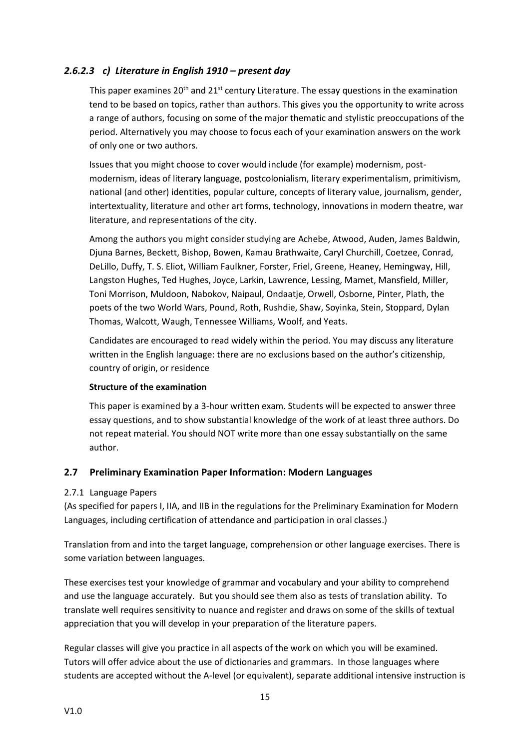### *2.6.2.3 c) Literature in English 1910 – present day*

This paper examines 20th and 21st century Literature. The essay questions in the examination tend to be based on topics, rather than authors. This gives you the opportunity to write across a range of authors, focusing on some of the major thematic and stylistic preoccupations of the period. Alternatively you may choose to focus each of your examination answers on the work of only one or two authors.

Issues that you might choose to cover would include (for example) modernism, post-modernism, ideas of literary language, postcolonialism, literary experimentalism, primitivism, national (and other) identities, popular culture, concepts of literary value, journalism, gender, intertextuality, literature and other art forms, technology, innovations in modern theatre, war literature, and representations of the city.

Among the authors you might consider studying are Achebe, Atwood, Auden, James Baldwin, Djuna Barnes, Beckett, Bishop, Bowen, Kamau Brathwaite, Caryl Churchill, Coetzee, Conrad, DeLillo, Duffy, T. S. Eliot, William Faulkner, Forster, Friel, Greene, Heaney, Hemingway, Hill, Langston Hughes, Ted Hughes, Joyce, Larkin, Lawrence, Lessing, Mamet, Mansfield, Miller, Toni Morrison, Muldoon, Nabokov, Naipaul, Ondaatje, Orwell, Osborne, Pinter, Plath, the poets of the two World Wars, Pound, Roth, Rushdie, Shaw, Soyinka, Stein, Stoppard, Dylan Thomas, Walcott, Waugh, Tennessee Williams, Woolf, and Yeats.

Candidates are encouraged to read widely within the period. You may discuss any literature written in the English language: there are no exclusions based on the author's citizenship, country of origin, or residence

**Structure of the examination**

This paper is examined by a 3-hour written exam. Students will be expected to answer three essay questions, and to show substantial knowledge of the work of at least three authors. Do not repeat material. You should NOT write more than one essay substantially on the same author.

## 2.7 Preliminary Examination Paper Information: Modern Languages

### 2.7.1 Language Papers

(As specified for papers I, IIA, and IIB in the regulations for the Preliminary Examination for Modern Languages, including certification of attendance and participation in oral classes.)

Translation from and into the target language, comprehension or other language exercises. There is some variation between languages.

These exercises test your knowledge of grammar and vocabulary and your ability to comprehend and use the language accurately. But you should see them also as tests of translation ability. To translate well requires sensitivity to nuance and register and draws on some of the skills of textual appreciation that you will develop in your preparation of the literature papers.

Regular classes will give you practice in all aspects of the work on which you will be examined. Tutors will offer advice about the use of dictionaries and grammars. In those languages where students are accepted without the A-level (or equivalent), separate additional intensive instruction is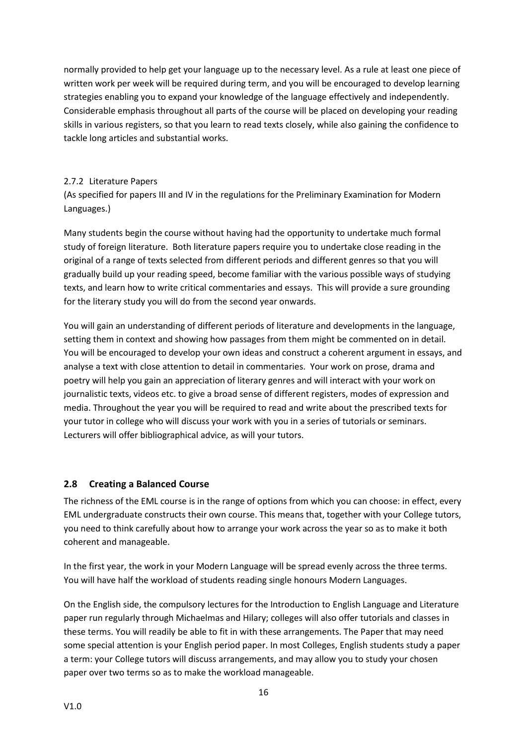normally provided to help get your language up to the necessary level. As a rule at least one piece of written work per week will be required during term, and you will be encouraged to develop learning strategies enabling you to expand your knowledge of the language effectively and independently. Considerable emphasis throughout all parts of the course will be placed on developing your reading skills in various registers, so that you learn to read texts closely, while also gaining the confidence to tackle long articles and substantial works.

### 2.7.2 Literature Papers

(As specified for papers III and IV in the regulations for the Preliminary Examination for Modern Languages.)

Many students begin the course without having had the opportunity to undertake much formal study of foreign literature. Both literature papers require you to undertake close reading in the original of a range of texts selected from different periods and different genres so that you will gradually build up your reading speed, become familiar with the various possible ways of studying texts, and learn how to write critical commentaries and essays. This will provide a sure grounding for the literary study you will do from the second year onwards.

You will gain an understanding of different periods of literature and developments in the language, setting them in context and showing how passages from them might be commented on in detail. You will be encouraged to develop your own ideas and construct a coherent argument in essays, and analyse a text with close attention to detail in commentaries. Your work on prose, drama and poetry will help you gain an appreciation of literary genres and will interact with your work on journalistic texts, videos etc. to give a broad sense of different registers, modes of expression and media. Throughout the year you will be required to read and write about the prescribed texts for your tutor in college who will discuss your work with you in a series of tutorials or seminars. Lecturers will offer bibliographical advice, as will your tutors.

## 2.8 Creating a Balanced Course

The richness of the EML course is in the range of options from which you can choose: in effect, every EML undergraduate constructs their own course. This means that, together with your College tutors, you need to think carefully about how to arrange your work across the year so as to make it both coherent and manageable.

In the first year, the work in your Modern Language will be spread evenly across the three terms. You will have half the workload of students reading single honours Modern Languages.

On the English side, the compulsory lectures for the Introduction to English Language and Literature paper run regularly through Michaelmas and Hilary; colleges will also offer tutorials and classes in these terms. You will readily be able to fit in with these arrangements. The Paper that may need some special attention is your English period paper. In most Colleges, English students study a paper a term: your College tutors will discuss arrangements, and may allow you to study your chosen paper over two terms so as to make the workload manageable.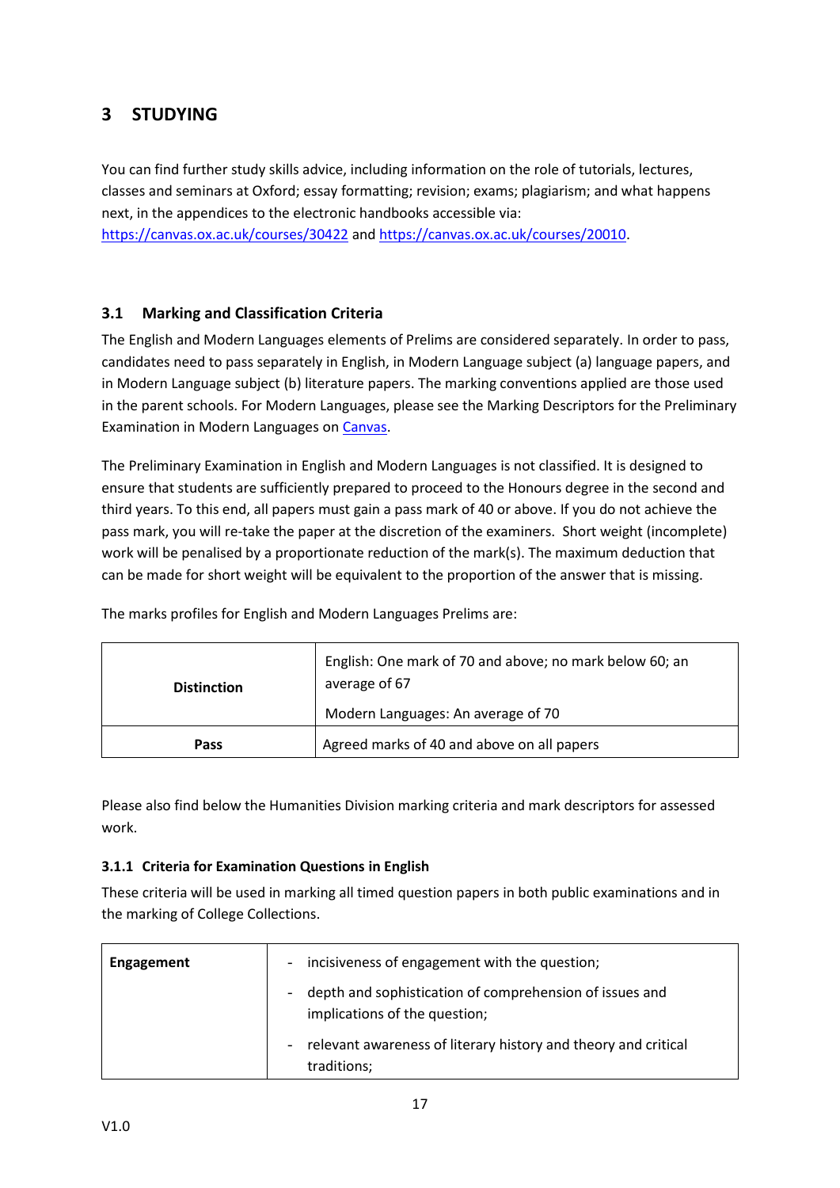## 3 STUDYING

You can find further study skills advice, including information on the role of tutorials, lectures, classes and seminars at Oxford; essay formatting; revision; exams; plagiarism; and what happens next, in the appendices to the electronic handbooks accessible via: https://canvas.ox.ac.uk/courses/30422 and https://canvas.ox.ac.uk/courses/20010.

### 3.1 Marking and Classification Criteria

The English and Modern Languages elements of Prelims are considered separately. In order to pass, candidates need to pass separately in English, in Modern Language subject (a) language papers, and in Modern Language subject (b) literature papers. The marking conventions applied are those used in the parent schools. For Modern Languages, please see the Marking Descriptors for the Preliminary Examination in Modern Languages on Canvas.

The Preliminary Examination in English and Modern Languages is not classified. It is designed to ensure that students are sufficiently prepared to proceed to the Honours degree in the second and third years. To this end, all papers must gain a pass mark of 40 or above. If you do not achieve the pass mark, you will re-take the paper at the discretion of the examiners. Short weight (incomplete) work will be penalised by a proportionate reduction of the mark(s). The maximum deduction that can be made for short weight will be equivalent to the proportion of the answer that is missing.

The marks profiles for English and Modern Languages Prelims are:

| | |
|---|---|
| **Distinction** | English: One mark of 70 and above; no mark below 60; an average of 67<br>Modern Languages: An average of 70 |
| **Pass** | Agreed marks of 40 and above on all papers |

Please also find below the Humanities Division marking criteria and mark descriptors for assessed work.

#### 3.1.1 Criteria for Examination Questions in English

These criteria will be used in marking all timed question papers in both public examinations and in the marking of College Collections.

| | |
|---|---|
| **Engagement** | - incisiveness of engagement with the question;<br>- depth and sophistication of comprehension of issues and implications of the question;<br>- relevant awareness of literary history and theory and critical traditions; |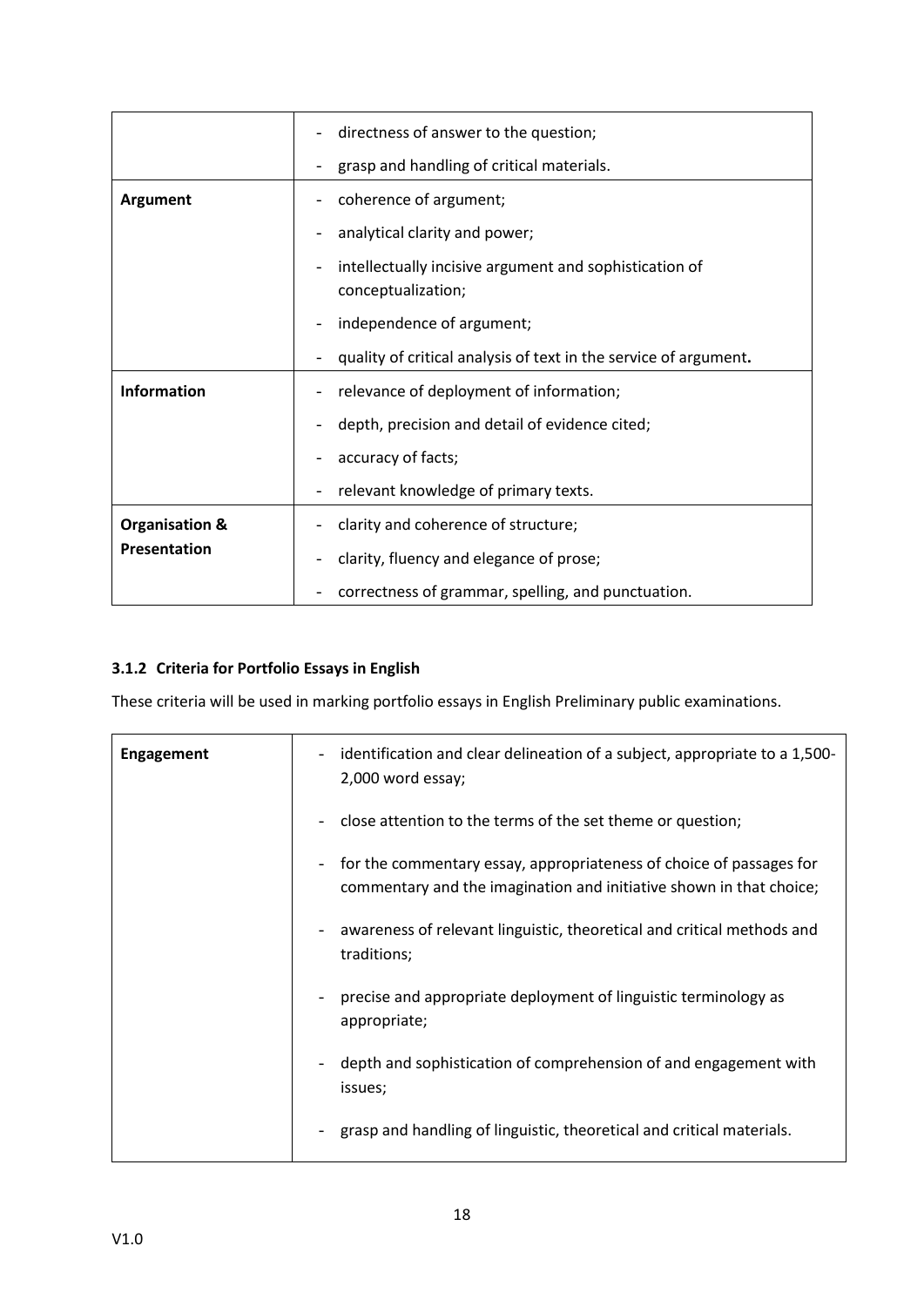| | |
|---|---|
| | - directness of answer to the question;<br>- grasp and handling of critical materials. |
| **Argument** | - coherence of argument;<br>- analytical clarity and power;<br>- intellectually incisive argument and sophistication of conceptualization;<br>- independence of argument;<br>- quality of critical analysis of text in the service of argument**.** |
| **Information** | - relevance of deployment of information;<br>- depth, precision and detail of evidence cited;<br>- accuracy of facts;<br>- relevant knowledge of primary texts. |
| **Organisation & Presentation** | - clarity and coherence of structure;<br>- clarity, fluency and elegance of prose;<br>- correctness of grammar, spelling, and punctuation. |

### 3.1.2 Criteria for Portfolio Essays in English

These criteria will be used in marking portfolio essays in English Preliminary public examinations.

| | |
|---|---|
| **Engagement** | - identification and clear delineation of a subject, appropriate to a 1,500-2,000 word essay;<br>- close attention to the terms of the set theme or question;<br>- for the commentary essay, appropriateness of choice of passages for commentary and the imagination and initiative shown in that choice;<br>- awareness of relevant linguistic, theoretical and critical methods and traditions;<br>- precise and appropriate deployment of linguistic terminology as appropriate;<br>- depth and sophistication of comprehension of and engagement with issues;<br>- grasp and handling of linguistic, theoretical and critical materials. |

V1.0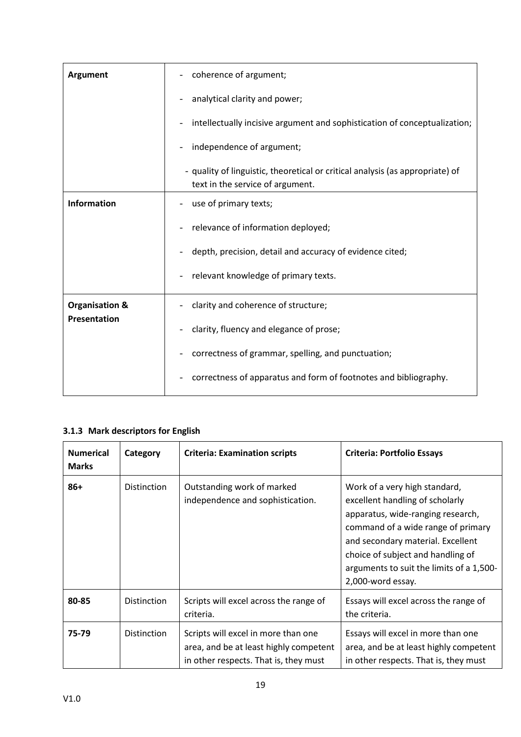| | |
|---|---|
| **Argument** | - coherence of argument;<br>- analytical clarity and power;<br>- intellectually incisive argument and sophistication of conceptualization;<br>- independence of argument;<br>- quality of linguistic, theoretical or critical analysis (as appropriate) of text in the service of argument. |
| **Information** | - use of primary texts;<br>- relevance of information deployed;<br>- depth, precision, detail and accuracy of evidence cited;<br>- relevant knowledge of primary texts. |
| **Organisation & Presentation** | - clarity and coherence of structure;<br>- clarity, fluency and elegance of prose;<br>- correctness of grammar, spelling, and punctuation;<br>- correctness of apparatus and form of footnotes and bibliography. |

### 3.1.3 Mark descriptors for English

| Numerical Marks | Category | Criteria: Examination scripts | Criteria: Portfolio Essays |
|---|---|---|---|
| **86+** | Distinction | Outstanding work of marked independence and sophistication. | Work of a very high standard, excellent handling of scholarly apparatus, wide-ranging research, command of a wide range of primary and secondary material. Excellent choice of subject and handling of arguments to suit the limits of a 1,500-2,000-word essay. |
| **80-85** | Distinction | Scripts will excel across the range of criteria. | Essays will excel across the range of the criteria. |
| **75-79** | Distinction | Scripts will excel in more than one area, and be at least highly competent in other respects. That is, they must | Essays will excel in more than one area, and be at least highly competent in other respects. That is, they must |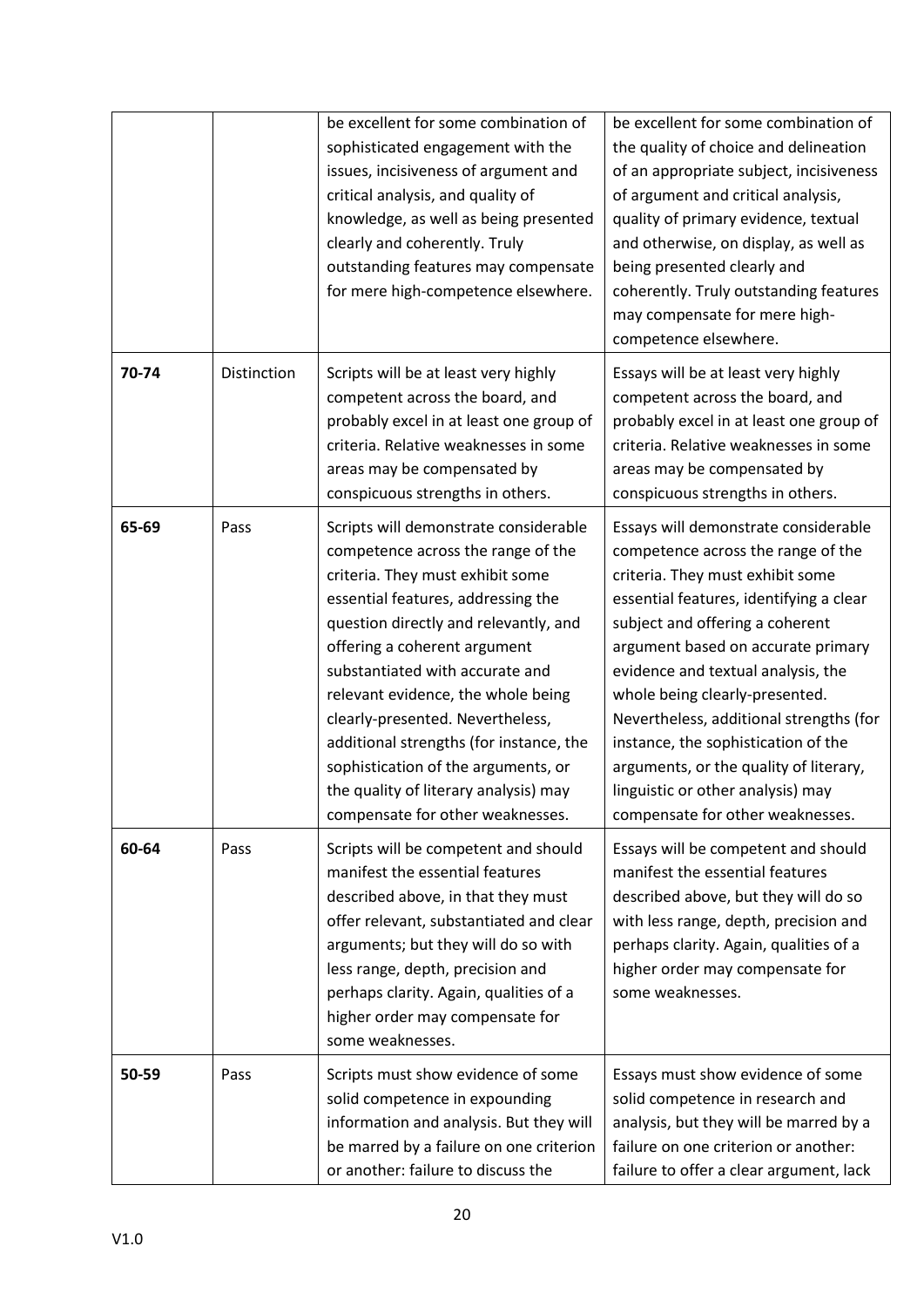| | | | |
|---|---|---|---|
| | | be excellent for some combination of sophisticated engagement with the issues, incisiveness of argument and critical analysis, and quality of knowledge, as well as being presented clearly and coherently. Truly outstanding features may compensate for mere high-competence elsewhere. | be excellent for some combination of the quality of choice and delineation of an appropriate subject, incisiveness of argument and critical analysis, quality of primary evidence, textual and otherwise, on display, as well as being presented clearly and coherently. Truly outstanding features may compensate for mere high-competence elsewhere. |
| **70-74** | Distinction | Scripts will be at least very highly competent across the board, and probably excel in at least one group of criteria. Relative weaknesses in some areas may be compensated by conspicuous strengths in others. | Essays will be at least very highly competent across the board, and probably excel in at least one group of criteria. Relative weaknesses in some areas may be compensated by conspicuous strengths in others. |
| **65-69** | Pass | Scripts will demonstrate considerable competence across the range of the criteria. They must exhibit some essential features, addressing the question directly and relevantly, and offering a coherent argument substantiated with accurate and relevant evidence, the whole being clearly-presented. Nevertheless, additional strengths (for instance, the sophistication of the arguments, or the quality of literary analysis) may compensate for other weaknesses. | Essays will demonstrate considerable competence across the range of the criteria. They must exhibit some essential features, identifying a clear subject and offering a coherent argument based on accurate primary evidence and textual analysis, the whole being clearly-presented. Nevertheless, additional strengths (for instance, the sophistication of the arguments, or the quality of literary, linguistic or other analysis) may compensate for other weaknesses. |
| **60-64** | Pass | Scripts will be competent and should manifest the essential features described above, in that they must offer relevant, substantiated and clear arguments; but they will do so with less range, depth, precision and perhaps clarity. Again, qualities of a higher order may compensate for some weaknesses. | Essays will be competent and should manifest the essential features described above, but they will do so with less range, depth, precision and perhaps clarity. Again, qualities of a higher order may compensate for some weaknesses. |
| **50-59** | Pass | Scripts must show evidence of some solid competence in expounding information and analysis. But they will be marred by a failure on one criterion or another: failure to discuss the | Essays must show evidence of some solid competence in research and analysis, but they will be marred by a failure on one criterion or another: failure to offer a clear argument, lack |

V1.0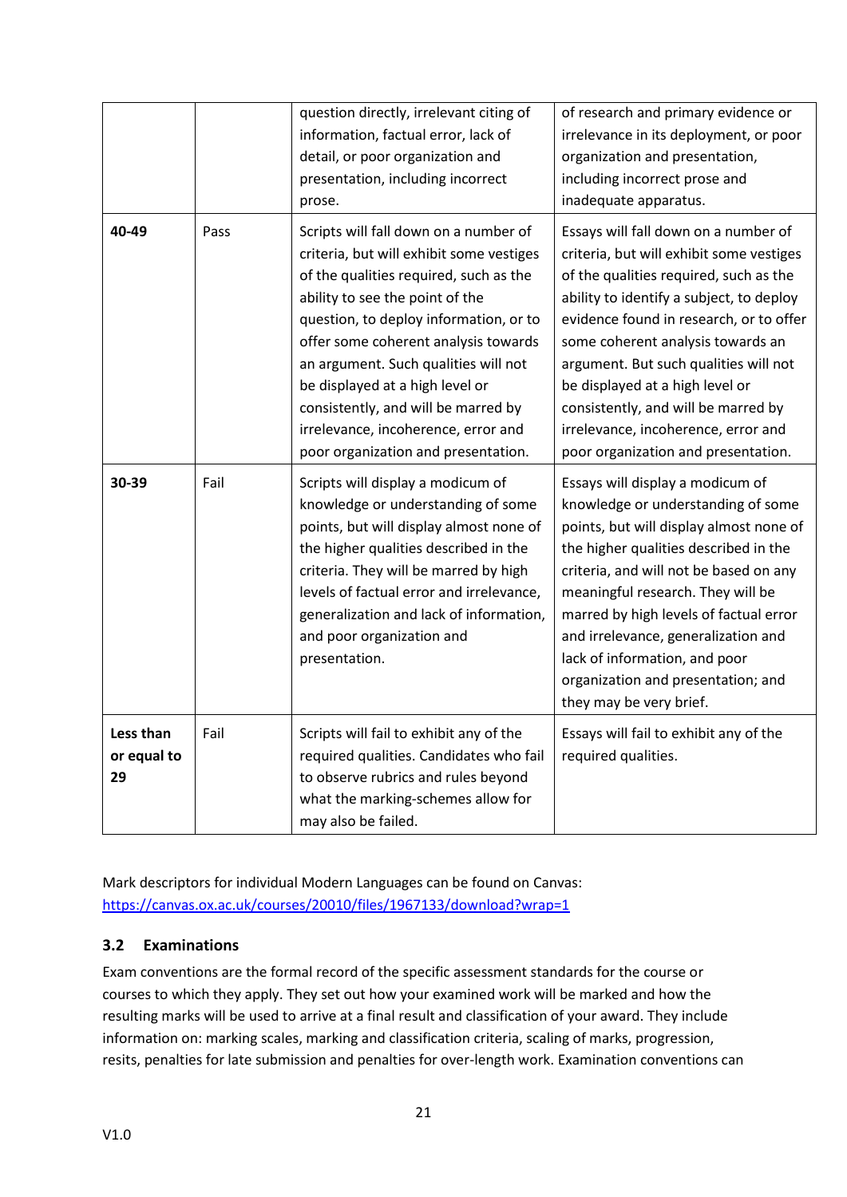| | | | |
|---|---|---|---|
| | | question directly, irrelevant citing of information, factual error, lack of detail, or poor organization and presentation, including incorrect prose. | of research and primary evidence or irrelevance in its deployment, or poor organization and presentation, including incorrect prose and inadequate apparatus. |
| **40-49** | Pass | Scripts will fall down on a number of criteria, but will exhibit some vestiges of the qualities required, such as the ability to see the point of the question, to deploy information, or to offer some coherent analysis towards an argument. Such qualities will not be displayed at a high level or consistently, and will be marred by irrelevance, incoherence, error and poor organization and presentation. | Essays will fall down on a number of criteria, but will exhibit some vestiges of the qualities required, such as the ability to identify a subject, to deploy evidence found in research, or to offer some coherent analysis towards an argument. But such qualities will not be displayed at a high level or consistently, and will be marred by irrelevance, incoherence, error and poor organization and presentation. |
| **30-39** | Fail | Scripts will display a modicum of knowledge or understanding of some points, but will display almost none of the higher qualities described in the criteria. They will be marred by high levels of factual error and irrelevance, generalization and lack of information, and poor organization and presentation. | Essays will display a modicum of knowledge or understanding of some points, but will display almost none of the higher qualities described in the criteria, and will not be based on any meaningful research. They will be marred by high levels of factual error and irrelevance, generalization and lack of information, and poor organization and presentation; and they may be very brief. |
| **Less than or equal to 29** | Fail | Scripts will fail to exhibit any of the required qualities. Candidates who fail to observe rubrics and rules beyond what the marking-schemes allow for may also be failed. | Essays will fail to exhibit any of the required qualities. |

Mark descriptors for individual Modern Languages can be found on Canvas: https://canvas.ox.ac.uk/courses/20010/files/1967133/download?wrap=1

### 3.2 Examinations

Exam conventions are the formal record of the specific assessment standards for the course or courses to which they apply. They set out how your examined work will be marked and how the resulting marks will be used to arrive at a final result and classification of your award. They include information on: marking scales, marking and classification criteria, scaling of marks, progression, resits, penalties for late submission and penalties for over-length work. Examination conventions can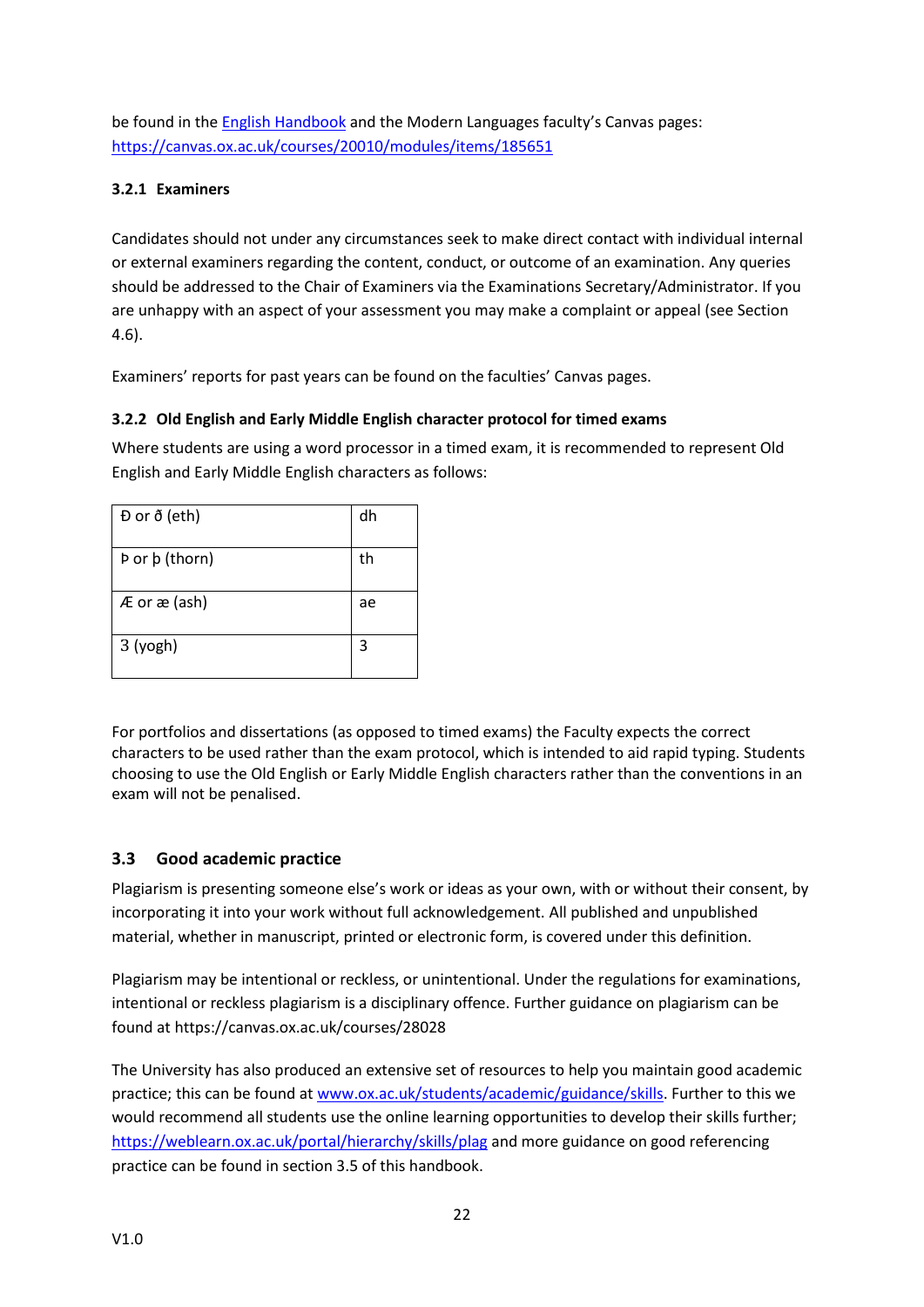be found in the [English Handbook](#) and the Modern Languages faculty's Canvas pages: [https://canvas.ox.ac.uk/courses/20010/modules/items/185651](https://canvas.ox.ac.uk/courses/20010/modules/items/185651)

#### 3.2.1 Examiners

Candidates should not under any circumstances seek to make direct contact with individual internal or external examiners regarding the content, conduct, or outcome of an examination. Any queries should be addressed to the Chair of Examiners via the Examinations Secretary/Administrator. If you are unhappy with an aspect of your assessment you may make a complaint or appeal (see Section 4.6).

Examiners' reports for past years can be found on the faculties' Canvas pages.

#### 3.2.2 Old English and Early Middle English character protocol for timed exams

Where students are using a word processor in a timed exam, it is recommended to represent Old English and Early Middle English characters as follows:

| Character | Representation |
|---|---|
| Ð or ð (eth) | dh |
| Þ or þ (thorn) | th |
| Æ or æ (ash) | ae |
| ʒ (yogh) | 3 |

For portfolios and dissertations (as opposed to timed exams) the Faculty expects the correct characters to be used rather than the exam protocol, which is intended to aid rapid typing. Students choosing to use the Old English or Early Middle English characters rather than the conventions in an exam will not be penalised.

### 3.3 Good academic practice

Plagiarism is presenting someone else's work or ideas as your own, with or without their consent, by incorporating it into your work without full acknowledgement. All published and unpublished material, whether in manuscript, printed or electronic form, is covered under this definition.

Plagiarism may be intentional or reckless, or unintentional. Under the regulations for examinations, intentional or reckless plagiarism is a disciplinary offence. Further guidance on plagiarism can be found at https://canvas.ox.ac.uk/courses/28028

The University has also produced an extensive set of resources to help you maintain good academic practice; this can be found at [www.ox.ac.uk/students/academic/guidance/skills](http://www.ox.ac.uk/students/academic/guidance/skills). Further to this we would recommend all students use the online learning opportunities to develop their skills further; [https://weblearn.ox.ac.uk/portal/hierarchy/skills/plag](https://weblearn.ox.ac.uk/portal/hierarchy/skills/plag) and more guidance on good referencing practice can be found in section 3.5 of this handbook.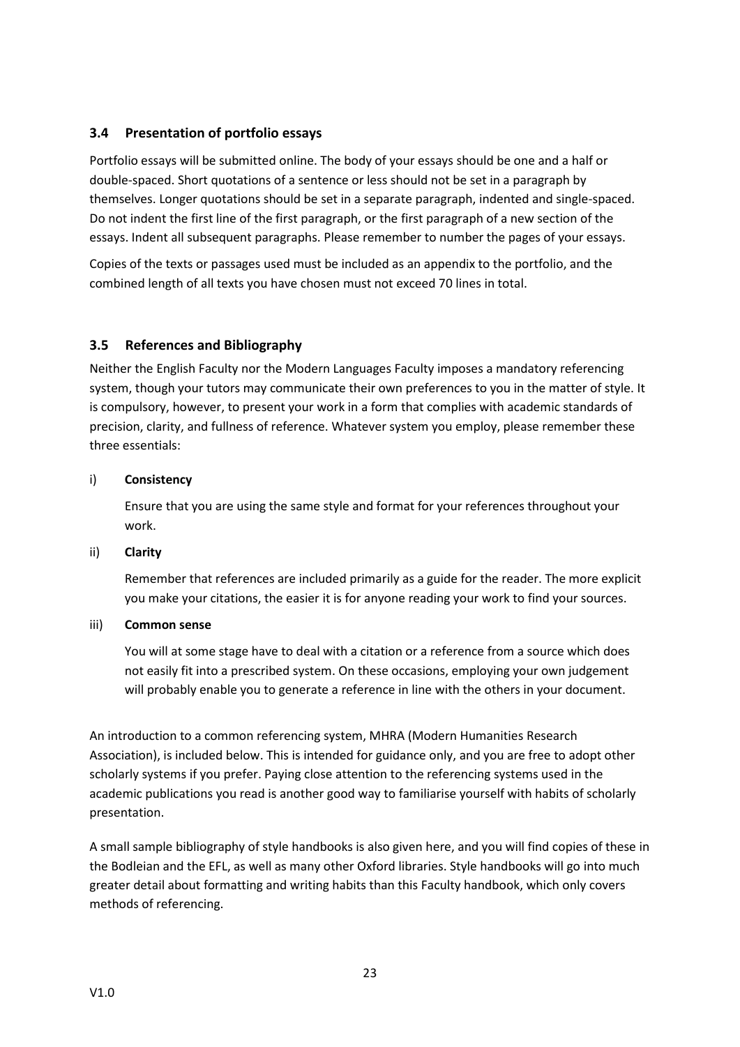### 3.4 Presentation of portfolio essays

Portfolio essays will be submitted online. The body of your essays should be one and a half or double-spaced. Short quotations of a sentence or less should not be set in a paragraph by themselves. Longer quotations should be set in a separate paragraph, indented and single-spaced. Do not indent the first line of the first paragraph, or the first paragraph of a new section of the essays. Indent all subsequent paragraphs. Please remember to number the pages of your essays.

Copies of the texts or passages used must be included as an appendix to the portfolio, and the combined length of all texts you have chosen must not exceed 70 lines in total.

### 3.5 References and Bibliography

Neither the English Faculty nor the Modern Languages Faculty imposes a mandatory referencing system, though your tutors may communicate their own preferences to you in the matter of style. It is compulsory, however, to present your work in a form that complies with academic standards of precision, clarity, and fullness of reference. Whatever system you employ, please remember these three essentials:

i) **Consistency**

Ensure that you are using the same style and format for your references throughout your work.

ii) **Clarity**

Remember that references are included primarily as a guide for the reader. The more explicit you make your citations, the easier it is for anyone reading your work to find your sources.

iii) **Common sense**

You will at some stage have to deal with a citation or a reference from a source which does not easily fit into a prescribed system. On these occasions, employing your own judgement will probably enable you to generate a reference in line with the others in your document.

An introduction to a common referencing system, MHRA (Modern Humanities Research Association), is included below. This is intended for guidance only, and you are free to adopt other scholarly systems if you prefer. Paying close attention to the referencing systems used in the academic publications you read is another good way to familiarise yourself with habits of scholarly presentation.

A small sample bibliography of style handbooks is also given here, and you will find copies of these in the Bodleian and the EFL, as well as many other Oxford libraries. Style handbooks will go into much greater detail about formatting and writing habits than this Faculty handbook, which only covers methods of referencing.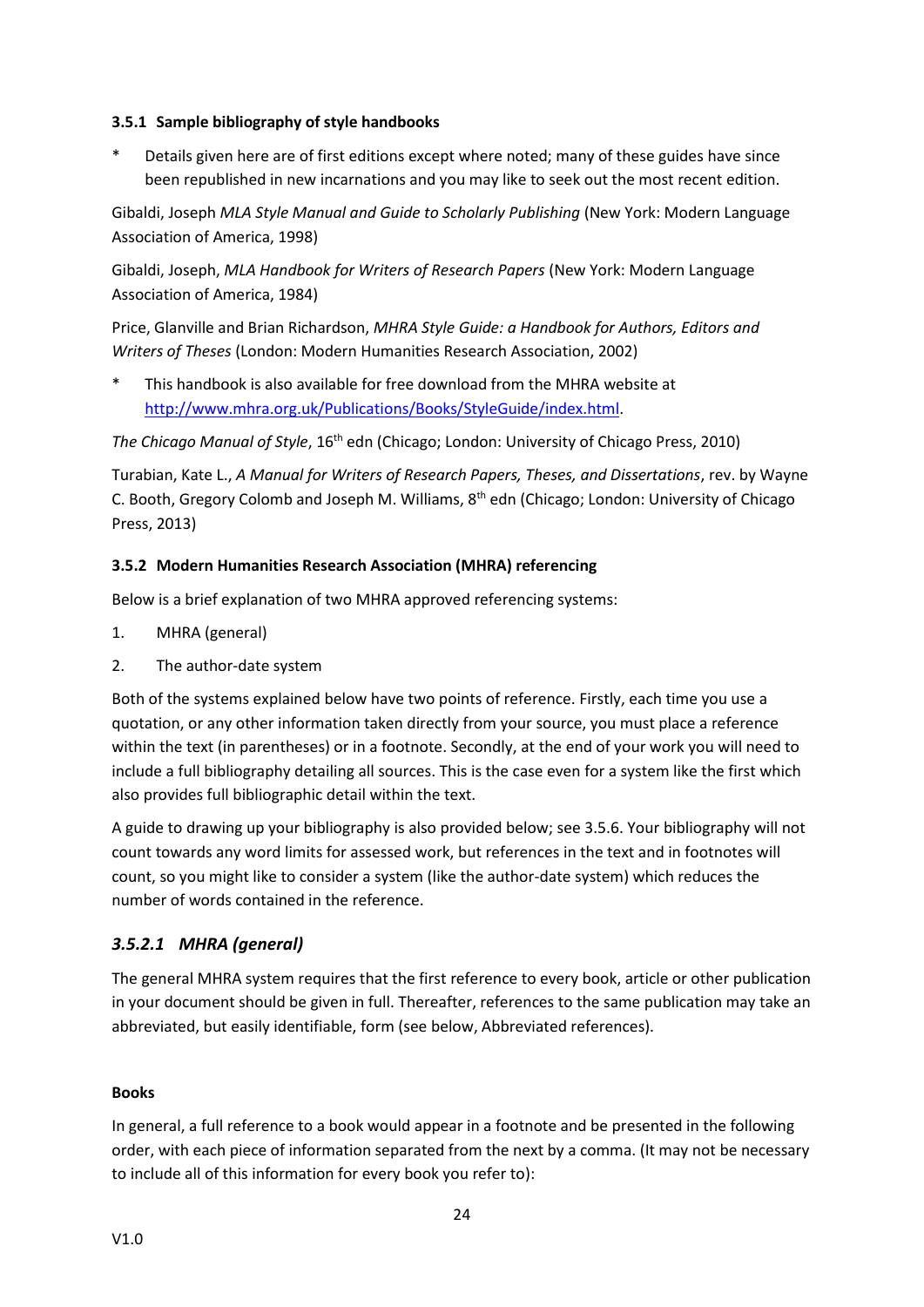#### 3.5.1 Sample bibliography of style handbooks

\* Details given here are of first editions except where noted; many of these guides have since been republished in new incarnations and you may like to seek out the most recent edition.

Gibaldi, Joseph *MLA Style Manual and Guide to Scholarly Publishing* (New York: Modern Language Association of America, 1998)

Gibaldi, Joseph, *MLA Handbook for Writers of Research Papers* (New York: Modern Language Association of America, 1984)

Price, Glanville and Brian Richardson, *MHRA Style Guide: a Handbook for Authors, Editors and Writers of Theses* (London: Modern Humanities Research Association, 2002)

\* This handbook is also available for free download from the MHRA website at http://www.mhra.org.uk/Publications/Books/StyleGuide/index.html.

*The Chicago Manual of Style*, 16th edn (Chicago; London: University of Chicago Press, 2010)

Turabian, Kate L., *A Manual for Writers of Research Papers, Theses, and Dissertations*, rev. by Wayne C. Booth, Gregory Colomb and Joseph M. Williams, 8th edn (Chicago; London: University of Chicago Press, 2013)

#### 3.5.2 Modern Humanities Research Association (MHRA) referencing

Below is a brief explanation of two MHRA approved referencing systems:

1. MHRA (general)
2. The author-date system

Both of the systems explained below have two points of reference. Firstly, each time you use a quotation, or any other information taken directly from your source, you must place a reference within the text (in parentheses) or in a footnote. Secondly, at the end of your work you will need to include a full bibliography detailing all sources. This is the case even for a system like the first which also provides full bibliographic detail within the text.

A guide to drawing up your bibliography is also provided below; see 3.5.6. Your bibliography will not count towards any word limits for assessed work, but references in the text and in footnotes will count, so you might like to consider a system (like the author-date system) which reduces the number of words contained in the reference.

### *3.5.2.1 MHRA (general)*

The general MHRA system requires that the first reference to every book, article or other publication in your document should be given in full. Thereafter, references to the same publication may take an abbreviated, but easily identifiable, form (see below, Abbreviated references).

**Books**

In general, a full reference to a book would appear in a footnote and be presented in the following order, with each piece of information separated from the next by a comma. (It may not be necessary to include all of this information for every book you refer to):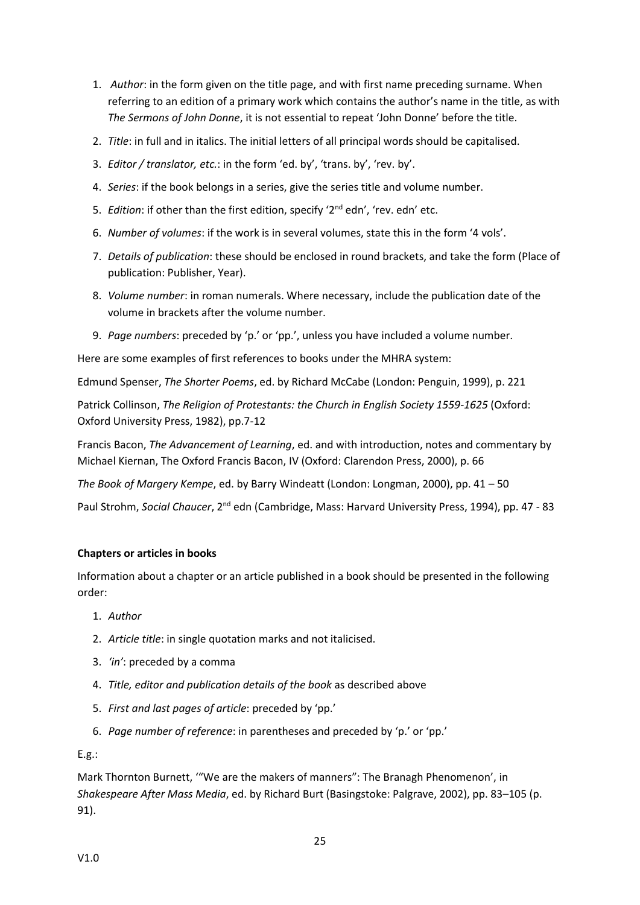1. *Author*: in the form given on the title page, and with first name preceding surname. When referring to an edition of a primary work which contains the author's name in the title, as with *The Sermons of John Donne*, it is not essential to repeat 'John Donne' before the title.
2. *Title*: in full and in italics. The initial letters of all principal words should be capitalised.
3. *Editor / translator, etc.*: in the form 'ed. by', 'trans. by', 'rev. by'.
4. *Series*: if the book belongs in a series, give the series title and volume number.
5. *Edition*: if other than the first edition, specify '2nd edn', 'rev. edn' etc.
6. *Number of volumes*: if the work is in several volumes, state this in the form '4 vols'.
7. *Details of publication*: these should be enclosed in round brackets, and take the form (Place of publication: Publisher, Year).
8. *Volume number*: in roman numerals. Where necessary, include the publication date of the volume in brackets after the volume number.
9. *Page numbers*: preceded by 'p.' or 'pp.', unless you have included a volume number.

Here are some examples of first references to books under the MHRA system:

Edmund Spenser, *The Shorter Poems*, ed. by Richard McCabe (London: Penguin, 1999), p. 221

Patrick Collinson, *The Religion of Protestants: the Church in English Society 1559-1625* (Oxford: Oxford University Press, 1982), pp.7-12

Francis Bacon, *The Advancement of Learning*, ed. and with introduction, notes and commentary by Michael Kiernan, The Oxford Francis Bacon, IV (Oxford: Clarendon Press, 2000), p. 66

*The Book of Margery Kempe*, ed. by Barry Windeatt (London: Longman, 2000), pp. 41 – 50

Paul Strohm, *Social Chaucer*, 2nd edn (Cambridge, Mass: Harvard University Press, 1994), pp. 47 - 83

**Chapters or articles in books**

Information about a chapter or an article published in a book should be presented in the following order:

1. *Author*
2. *Article title*: in single quotation marks and not italicised.
3. *'in'*: preceded by a comma
4. *Title, editor and publication details of the book* as described above
5. *First and last pages of article*: preceded by 'pp.'
6. *Page number of reference*: in parentheses and preceded by 'p.' or 'pp.'

E.g.:

Mark Thornton Burnett, '"We are the makers of manners": The Branagh Phenomenon', in *Shakespeare After Mass Media*, ed. by Richard Burt (Basingstoke: Palgrave, 2002), pp. 83–105 (p. 91).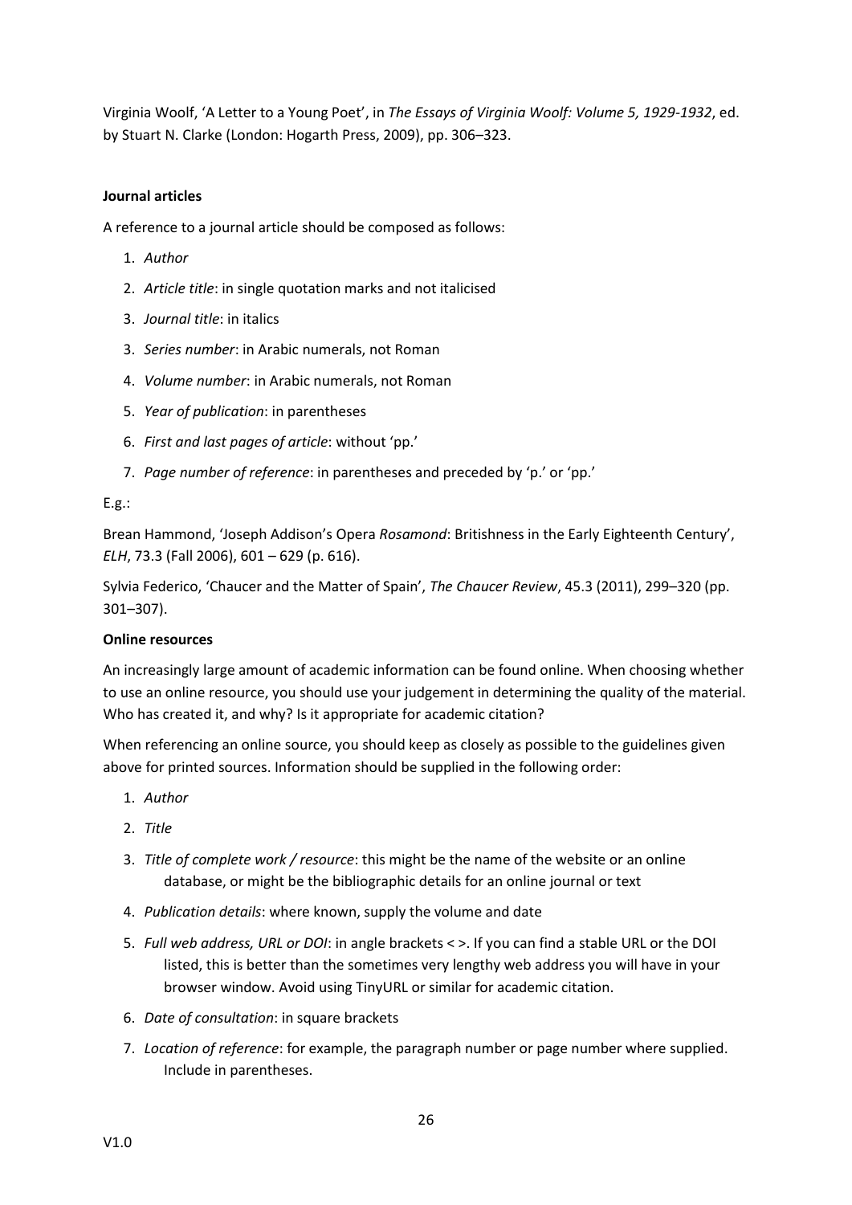Virginia Woolf, ‘A Letter to a Young Poet’, in *The Essays of Virginia Woolf: Volume 5, 1929-1932*, ed. by Stuart N. Clarke (London: Hogarth Press, 2009), pp. 306–323.

**Journal articles**

A reference to a journal article should be composed as follows:

1. *Author*
2. *Article title*: in single quotation marks and not italicised
3. *Journal title*: in italics
3. *Series number*: in Arabic numerals, not Roman
4. *Volume number*: in Arabic numerals, not Roman
5. *Year of publication*: in parentheses
6. *First and last pages of article*: without ‘pp.’
7. *Page number of reference*: in parentheses and preceded by ‘p.’ or ‘pp.’

E.g.:

Brean Hammond, ‘Joseph Addison’s Opera *Rosamond*: Britishness in the Early Eighteenth Century’, *ELH*, 73.3 (Fall 2006), 601 – 629 (p. 616).

Sylvia Federico, ‘Chaucer and the Matter of Spain’, *The Chaucer Review*, 45.3 (2011), 299–320 (pp. 301–307).

**Online resources**

An increasingly large amount of academic information can be found online. When choosing whether to use an online resource, you should use your judgement in determining the quality of the material. Who has created it, and why? Is it appropriate for academic citation?

When referencing an online source, you should keep as closely as possible to the guidelines given above for printed sources. Information should be supplied in the following order:

1. *Author*
2. *Title*
3. *Title of complete work / resource*: this might be the name of the website or an online database, or might be the bibliographic details for an online journal or text
4. *Publication details*: where known, supply the volume and date
5. *Full web address, URL or DOI*: in angle brackets < >. If you can find a stable URL or the DOI listed, this is better than the sometimes very lengthy web address you will have in your browser window. Avoid using TinyURL or similar for academic citation.
6. *Date of consultation*: in square brackets
7. *Location of reference*: for example, the paragraph number or page number where supplied. Include in parentheses.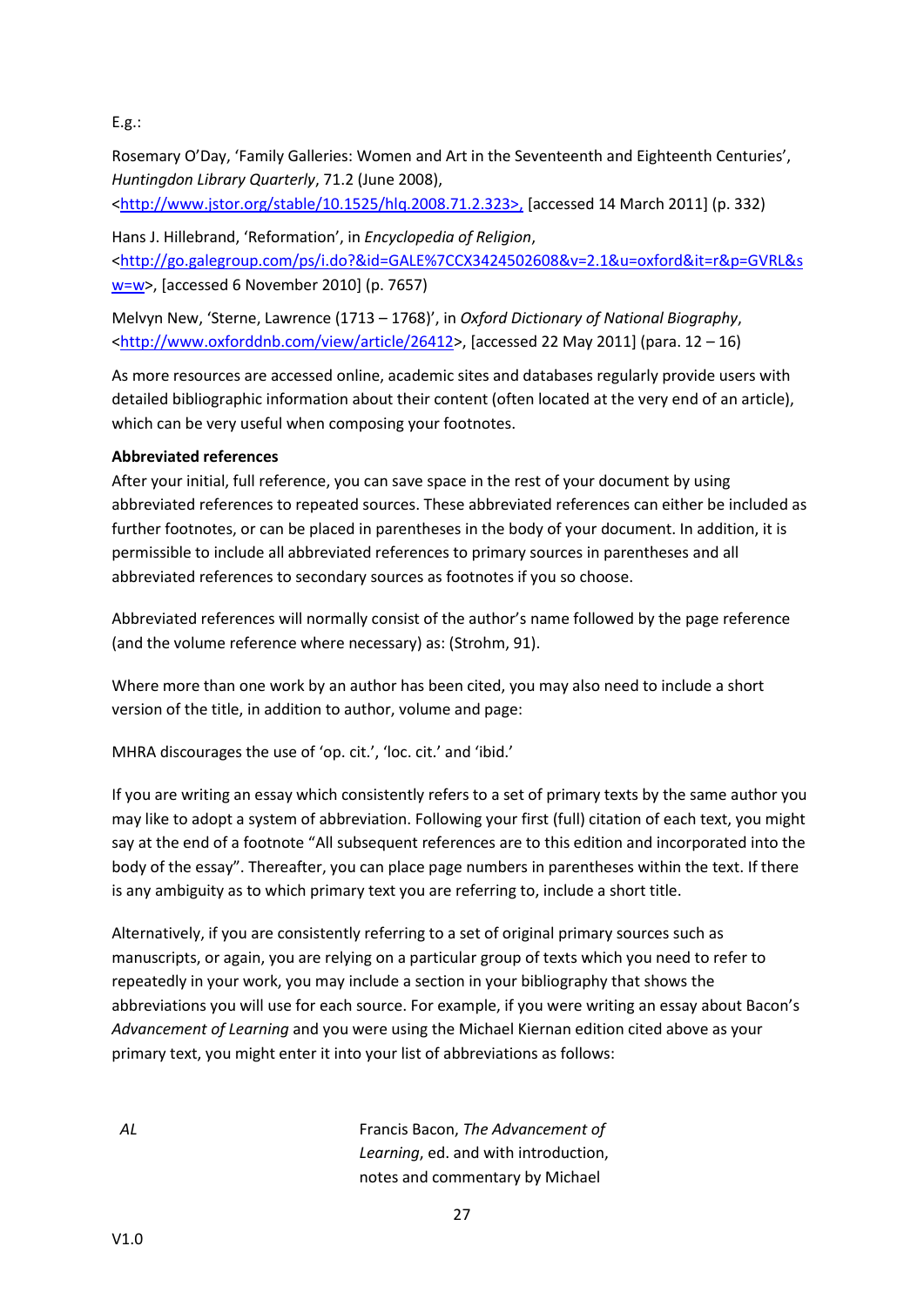E.g.:

Rosemary O'Day, 'Family Galleries: Women and Art in the Seventeenth and Eighteenth Centuries', *Huntingdon Library Quarterly*, 71.2 (June 2008), <http://www.jstor.org/stable/10.1525/hlq.2008.71.2.323>, [accessed 14 March 2011] (p. 332)

Hans J. Hillebrand, 'Reformation', in *Encyclopedia of Religion*, <http://go.galegroup.com/ps/i.do?&id=GALE%7CCX3424502608&v=2.1&u=oxford&it=r&p=GVRL&sw=w>, [accessed 6 November 2010] (p. 7657)

Melvyn New, 'Sterne, Lawrence (1713 – 1768)', in *Oxford Dictionary of National Biography*, <http://www.oxforddnb.com/view/article/26412>, [accessed 22 May 2011] (para. 12 – 16)

As more resources are accessed online, academic sites and databases regularly provide users with detailed bibliographic information about their content (often located at the very end of an article), which can be very useful when composing your footnotes.

**Abbreviated references**

After your initial, full reference, you can save space in the rest of your document by using abbreviated references to repeated sources. These abbreviated references can either be included as further footnotes, or can be placed in parentheses in the body of your document. In addition, it is permissible to include all abbreviated references to primary sources in parentheses and all abbreviated references to secondary sources as footnotes if you so choose.

Abbreviated references will normally consist of the author's name followed by the page reference (and the volume reference where necessary) as: (Strohm, 91).

Where more than one work by an author has been cited, you may also need to include a short version of the title, in addition to author, volume and page:

MHRA discourages the use of 'op. cit.', 'loc. cit.' and 'ibid.'

If you are writing an essay which consistently refers to a set of primary texts by the same author you may like to adopt a system of abbreviation. Following your first (full) citation of each text, you might say at the end of a footnote "All subsequent references are to this edition and incorporated into the body of the essay". Thereafter, you can place page numbers in parentheses within the text. If there is any ambiguity as to which primary text you are referring to, include a short title.

Alternatively, if you are consistently referring to a set of original primary sources such as manuscripts, or again, you are relying on a particular group of texts which you need to refer to repeatedly in your work, you may include a section in your bibliography that shows the abbreviations you will use for each source. For example, if you were writing an essay about Bacon's *Advancement of Learning* and you were using the Michael Kiernan edition cited above as your primary text, you might enter it into your list of abbreviations as follows:

| | |
|---|---|
| *AL* | Francis Bacon, *The Advancement of Learning*, ed. and with introduction, notes and commentary by Michael |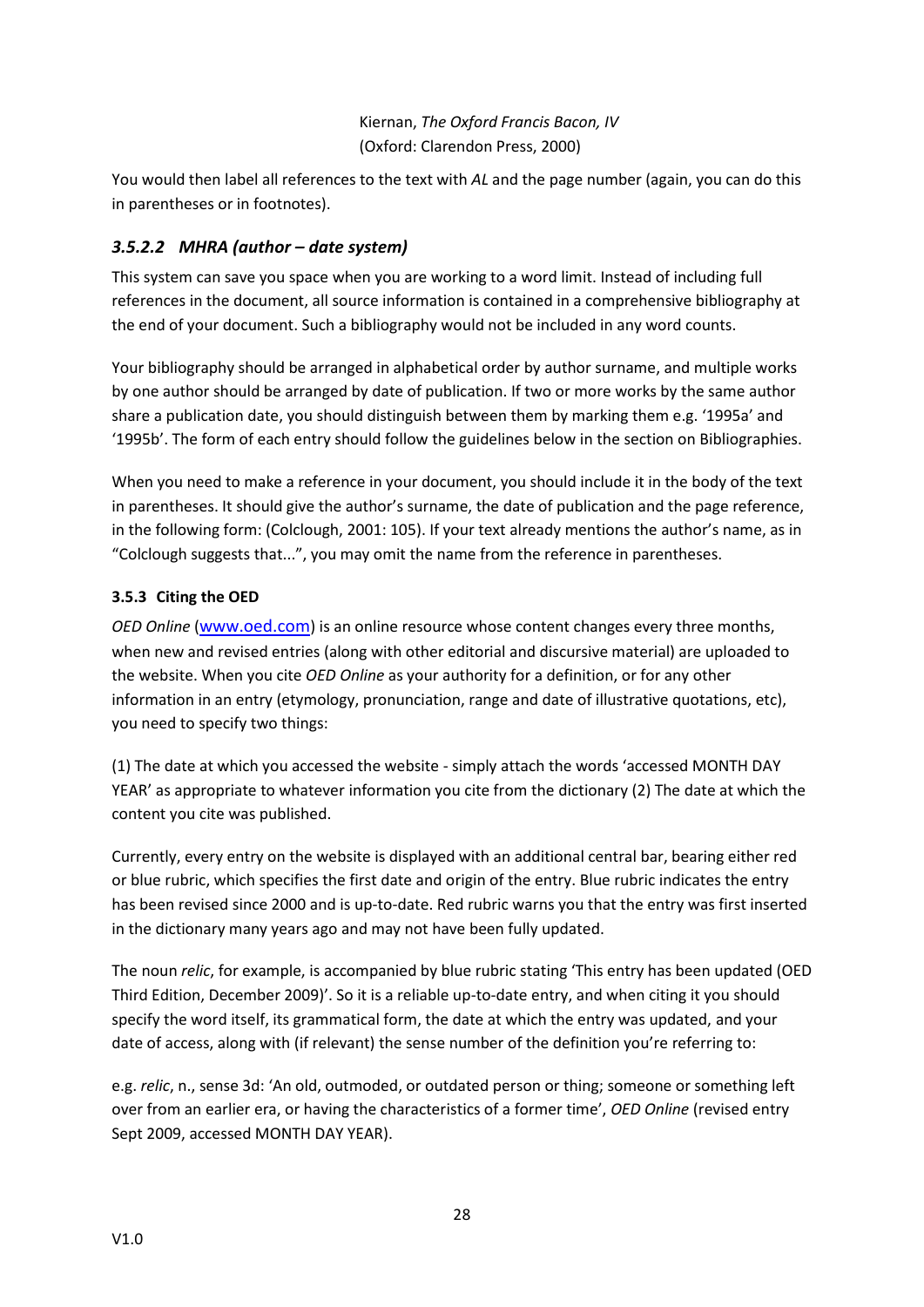Kiernan, *The Oxford Francis Bacon, IV*
(Oxford: Clarendon Press, 2000)

You would then label all references to the text with *AL* and the page number (again, you can do this in parentheses or in footnotes).

#### *3.5.2.2 MHRA (author – date system)*

This system can save you space when you are working to a word limit. Instead of including full references in the document, all source information is contained in a comprehensive bibliography at the end of your document. Such a bibliography would not be included in any word counts.

Your bibliography should be arranged in alphabetical order by author surname, and multiple works by one author should be arranged by date of publication. If two or more works by the same author share a publication date, you should distinguish between them by marking them e.g. '1995a' and '1995b'. The form of each entry should follow the guidelines below in the section on Bibliographies.

When you need to make a reference in your document, you should include it in the body of the text in parentheses. It should give the author's surname, the date of publication and the page reference, in the following form: (Colclough, 2001: 105). If your text already mentions the author's name, as in "Colclough suggests that...", you may omit the name from the reference in parentheses.

### 3.5.3 Citing the OED

*OED Online* (www.oed.com) is an online resource whose content changes every three months, when new and revised entries (along with other editorial and discursive material) are uploaded to the website. When you cite *OED Online* as your authority for a definition, or for any other information in an entry (etymology, pronunciation, range and date of illustrative quotations, etc), you need to specify two things:

(1) The date at which you accessed the website - simply attach the words 'accessed MONTH DAY YEAR' as appropriate to whatever information you cite from the dictionary (2) The date at which the content you cite was published.

Currently, every entry on the website is displayed with an additional central bar, bearing either red or blue rubric, which specifies the first date and origin of the entry. Blue rubric indicates the entry has been revised since 2000 and is up-to-date. Red rubric warns you that the entry was first inserted in the dictionary many years ago and may not have been fully updated.

The noun *relic*, for example, is accompanied by blue rubric stating 'This entry has been updated (OED Third Edition, December 2009)'. So it is a reliable up-to-date entry, and when citing it you should specify the word itself, its grammatical form, the date at which the entry was updated, and your date of access, along with (if relevant) the sense number of the definition you're referring to:

e.g. *relic*, n., sense 3d: 'An old, outmoded, or outdated person or thing; someone or something left over from an earlier era, or having the characteristics of a former time', *OED Online* (revised entry Sept 2009, accessed MONTH DAY YEAR).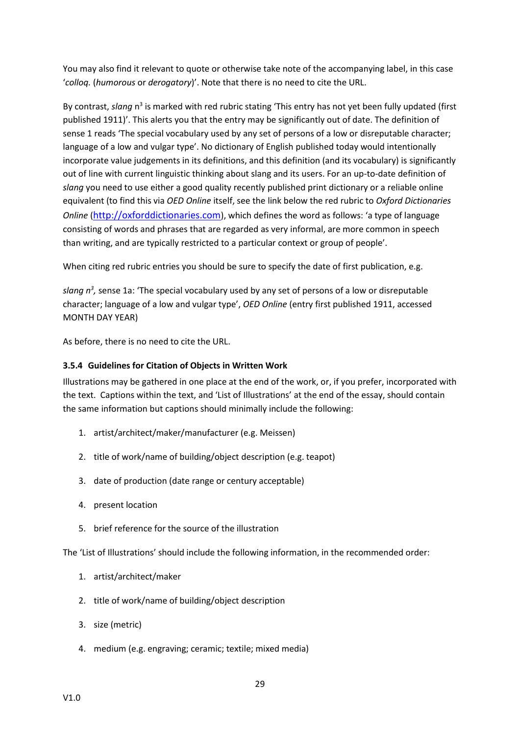You may also find it relevant to quote or otherwise take note of the accompanying label, in this case '*colloq.* (*humorous* or *derogatory*)'. Note that there is no need to cite the URL.

By contrast, *slang* n[3] is marked with red rubric stating 'This entry has not yet been fully updated (first published 1911)'. This alerts you that the entry may be significantly out of date. The definition of sense 1 reads 'The special vocabulary used by any set of persons of a low or disreputable character; language of a low and vulgar type'. No dictionary of English published today would intentionally incorporate value judgements in its definitions, and this definition (and its vocabulary) is significantly out of line with current linguistic thinking about slang and its users. For an up-to-date definition of *slang* you need to use either a good quality recently published print dictionary or a reliable online equivalent (to find this via *OED Online* itself, see the link below the red rubric to *Oxford Dictionaries Online* (http://oxforddictionaries.com), which defines the word as follows: 'a type of language consisting of words and phrases that are regarded as very informal, are more common in speech than writing, and are typically restricted to a particular context or group of people'.

When citing red rubric entries you should be sure to specify the date of first publication, e.g.

*slang n[3],* sense 1a: 'The special vocabulary used by any set of persons of a low or disreputable character; language of a low and vulgar type', *OED Online* (entry first published 1911, accessed MONTH DAY YEAR)

As before, there is no need to cite the URL.

#### 3.5.4 Guidelines for Citation of Objects in Written Work

Illustrations may be gathered in one place at the end of the work, or, if you prefer, incorporated with the text. Captions within the text, and 'List of Illustrations' at the end of the essay, should contain the same information but captions should minimally include the following:

1. artist/architect/maker/manufacturer (e.g. Meissen)
2. title of work/name of building/object description (e.g. teapot)
3. date of production (date range or century acceptable)
4. present location
5. brief reference for the source of the illustration

The 'List of Illustrations' should include the following information, in the recommended order:

1. artist/architect/maker
2. title of work/name of building/object description
3. size (metric)
4. medium (e.g. engraving; ceramic; textile; mixed media)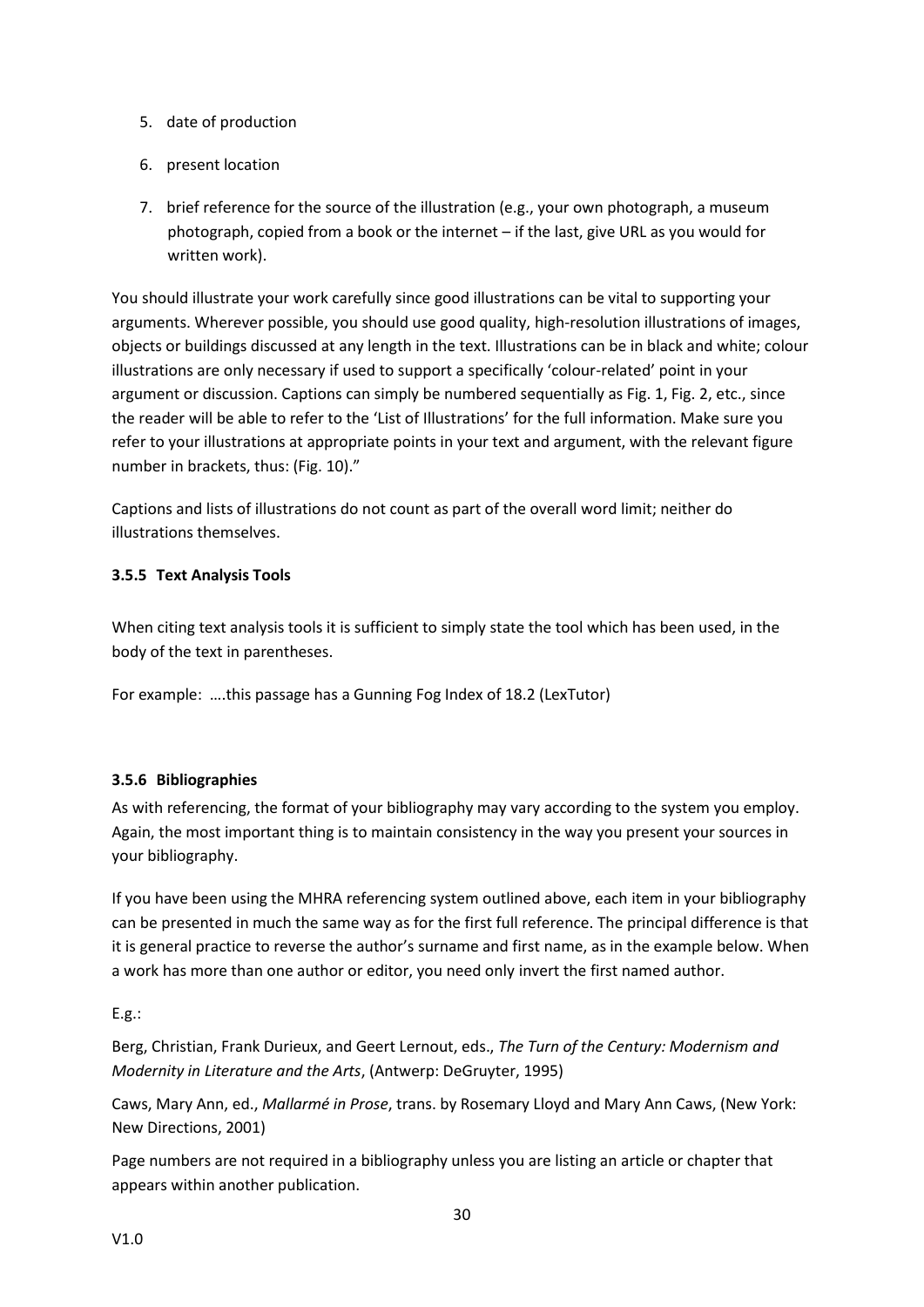5. date of production
6. present location
7. brief reference for the source of the illustration (e.g., your own photograph, a museum photograph, copied from a book or the internet – if the last, give URL as you would for written work).

You should illustrate your work carefully since good illustrations can be vital to supporting your arguments. Wherever possible, you should use good quality, high-resolution illustrations of images, objects or buildings discussed at any length in the text. Illustrations can be in black and white; colour illustrations are only necessary if used to support a specifically 'colour-related' point in your argument or discussion. Captions can simply be numbered sequentially as Fig. 1, Fig. 2, etc., since the reader will be able to refer to the 'List of Illustrations' for the full information. Make sure you refer to your illustrations at appropriate points in your text and argument, with the relevant figure number in brackets, thus: (Fig. 10)."

Captions and lists of illustrations do not count as part of the overall word limit; neither do illustrations themselves.

#### 3.5.5 Text Analysis Tools

When citing text analysis tools it is sufficient to simply state the tool which has been used, in the body of the text in parentheses.

For example: ….this passage has a Gunning Fog Index of 18.2 (LexTutor)

#### 3.5.6 Bibliographies

As with referencing, the format of your bibliography may vary according to the system you employ. Again, the most important thing is to maintain consistency in the way you present your sources in your bibliography.

If you have been using the MHRA referencing system outlined above, each item in your bibliography can be presented in much the same way as for the first full reference. The principal difference is that it is general practice to reverse the author's surname and first name, as in the example below. When a work has more than one author or editor, you need only invert the first named author.

E.g.:

Berg, Christian, Frank Durieux, and Geert Lernout, eds., *The Turn of the Century: Modernism and Modernity in Literature and the Arts*, (Antwerp: DeGruyter, 1995)

Caws, Mary Ann, ed., *Mallarmé in Prose*, trans. by Rosemary Lloyd and Mary Ann Caws, (New York: New Directions, 2001)

Page numbers are not required in a bibliography unless you are listing an article or chapter that appears within another publication.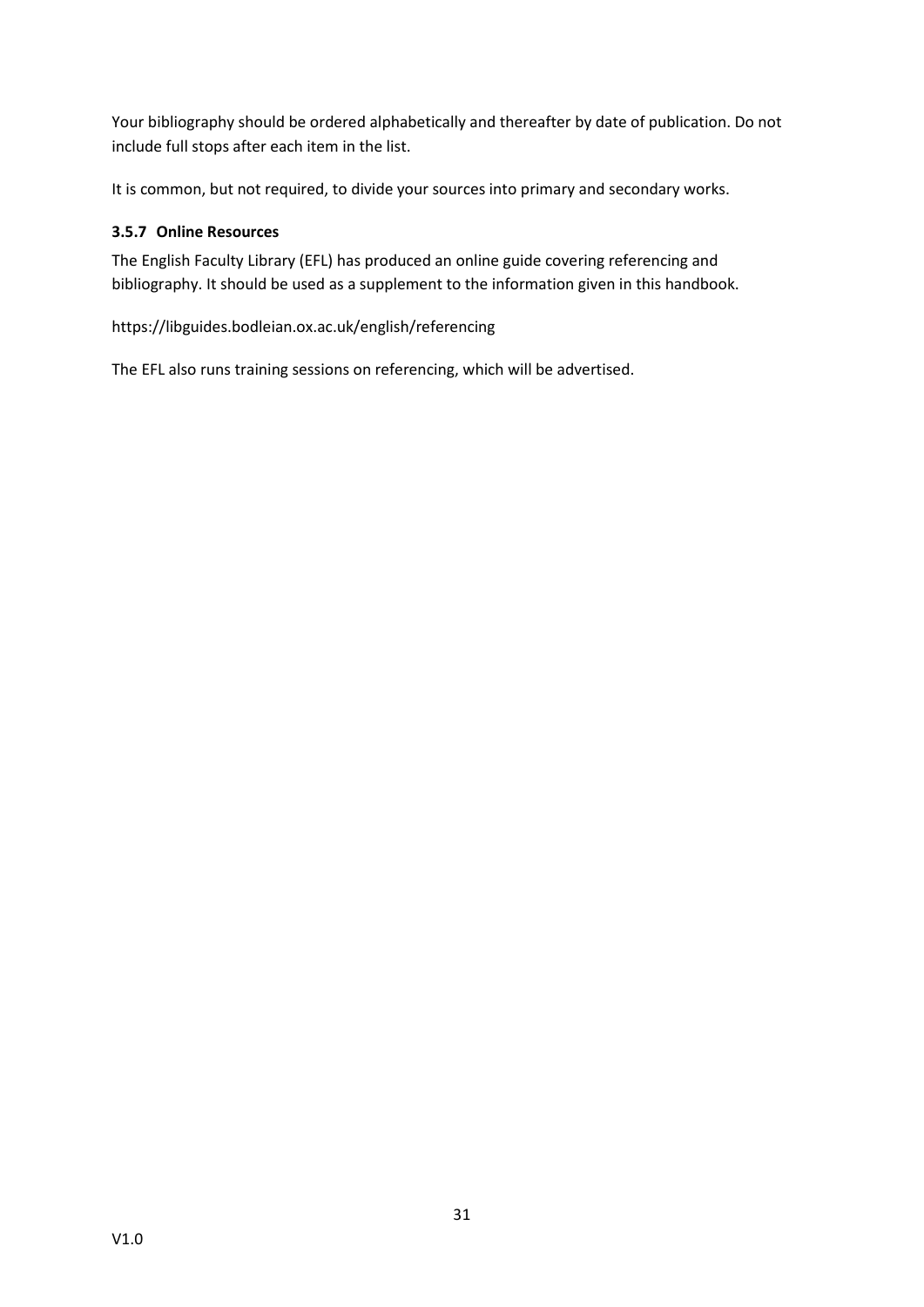Your bibliography should be ordered alphabetically and thereafter by date of publication. Do not include full stops after each item in the list.

It is common, but not required, to divide your sources into primary and secondary works.

### 3.5.7 Online Resources

The English Faculty Library (EFL) has produced an online guide covering referencing and bibliography. It should be used as a supplement to the information given in this handbook.

https://libguides.bodleian.ox.ac.uk/english/referencing

The EFL also runs training sessions on referencing, which will be advertised.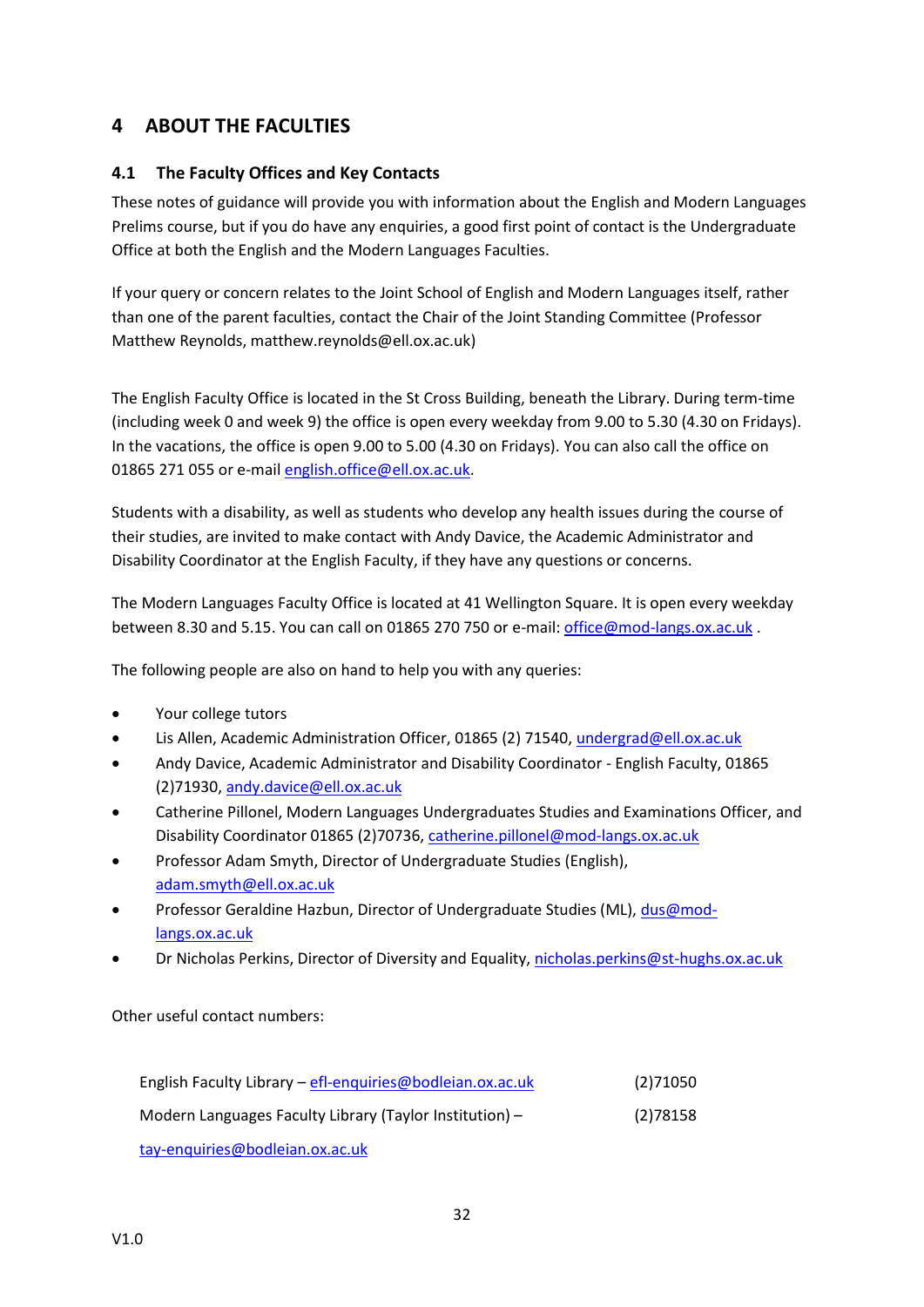# 4 ABOUT THE FACULTIES

## 4.1 The Faculty Offices and Key Contacts

These notes of guidance will provide you with information about the English and Modern Languages Prelims course, but if you do have any enquiries, a good first point of contact is the Undergraduate Office at both the English and the Modern Languages Faculties.

If your query or concern relates to the Joint School of English and Modern Languages itself, rather than one of the parent faculties, contact the Chair of the Joint Standing Committee (Professor Matthew Reynolds, matthew.reynolds@ell.ox.ac.uk)

The English Faculty Office is located in the St Cross Building, beneath the Library. During term-time (including week 0 and week 9) the office is open every weekday from 9.00 to 5.30 (4.30 on Fridays). In the vacations, the office is open 9.00 to 5.00 (4.30 on Fridays). You can also call the office on 01865 271 055 or e-mail english.office@ell.ox.ac.uk.

Students with a disability, as well as students who develop any health issues during the course of their studies, are invited to make contact with Andy Davice, the Academic Administrator and Disability Coordinator at the English Faculty, if they have any questions or concerns.

The Modern Languages Faculty Office is located at 41 Wellington Square. It is open every weekday between 8.30 and 5.15. You can call on 01865 270 750 or e-mail: office@mod-langs.ox.ac.uk .

The following people are also on hand to help you with any queries:

- Your college tutors
- Lis Allen, Academic Administration Officer, 01865 (2) 71540, undergrad@ell.ox.ac.uk
- Andy Davice, Academic Administrator and Disability Coordinator - English Faculty, 01865 (2)71930, andy.davice@ell.ox.ac.uk
- Catherine Pillonel, Modern Languages Undergraduates Studies and Examinations Officer, and Disability Coordinator 01865 (2)70736, catherine.pillonel@mod-langs.ox.ac.uk
- Professor Adam Smyth, Director of Undergraduate Studies (English), adam.smyth@ell.ox.ac.uk
- Professor Geraldine Hazbun, Director of Undergraduate Studies (ML), dus@mod-langs.ox.ac.uk
- Dr Nicholas Perkins, Director of Diversity and Equality, nicholas.perkins@st-hughs.ox.ac.uk

Other useful contact numbers:

| | |
|---|---|
| English Faculty Library – efl-enquiries@bodleian.ox.ac.uk | (2)71050 |
| Modern Languages Faculty Library (Taylor Institution) – tay-enquiries@bodleian.ox.ac.uk | (2)78158 |

V1.0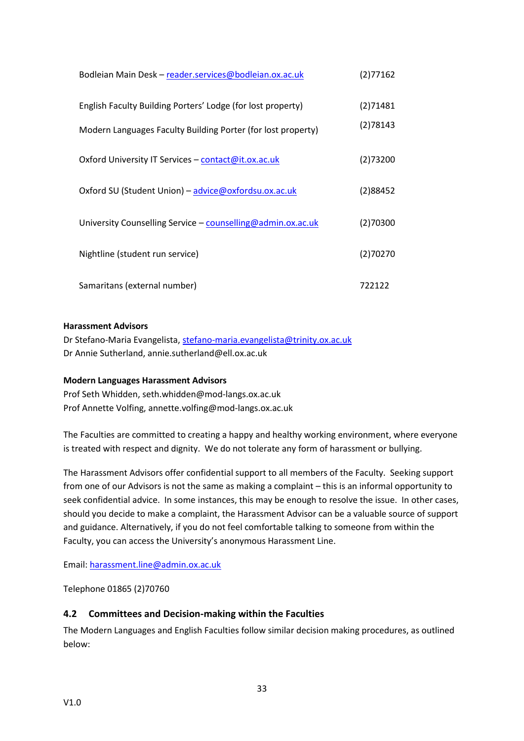| | |
|---|---|
| Bodleian Main Desk – reader.services@bodleian.ox.ac.uk | (2)77162 |
| English Faculty Building Porters' Lodge (for lost property) | (2)71481 |
| Modern Languages Faculty Building Porter (for lost property) | (2)78143 |
| Oxford University IT Services – contact@it.ox.ac.uk | (2)73200 |
| Oxford SU (Student Union) – advice@oxfordsu.ox.ac.uk | (2)88452 |
| University Counselling Service – counselling@admin.ox.ac.uk | (2)70300 |
| Nightline (student run service) | (2)70270 |
| Samaritans (external number) | 722122 |

**Harassment Advisors**

Dr Stefano-Maria Evangelista, stefano-maria.evangelista@trinity.ox.ac.uk
Dr Annie Sutherland, annie.sutherland@ell.ox.ac.uk

**Modern Languages Harassment Advisors**

Prof Seth Whidden, seth.whidden@mod-langs.ox.ac.uk
Prof Annette Volfing, annette.volfing@mod-langs.ox.ac.uk

The Faculties are committed to creating a happy and healthy working environment, where everyone is treated with respect and dignity. We do not tolerate any form of harassment or bullying.

The Harassment Advisors offer confidential support to all members of the Faculty. Seeking support from one of our Advisors is not the same as making a complaint – this is an informal opportunity to seek confidential advice. In some instances, this may be enough to resolve the issue. In other cases, should you decide to make a complaint, the Harassment Advisor can be a valuable source of support and guidance. Alternatively, if you do not feel comfortable talking to someone from within the Faculty, you can access the University's anonymous Harassment Line.

Email: harassment.line@admin.ox.ac.uk

Telephone 01865 (2)70760

## 4.2 Committees and Decision-making within the Faculties

The Modern Languages and English Faculties follow similar decision making procedures, as outlined below: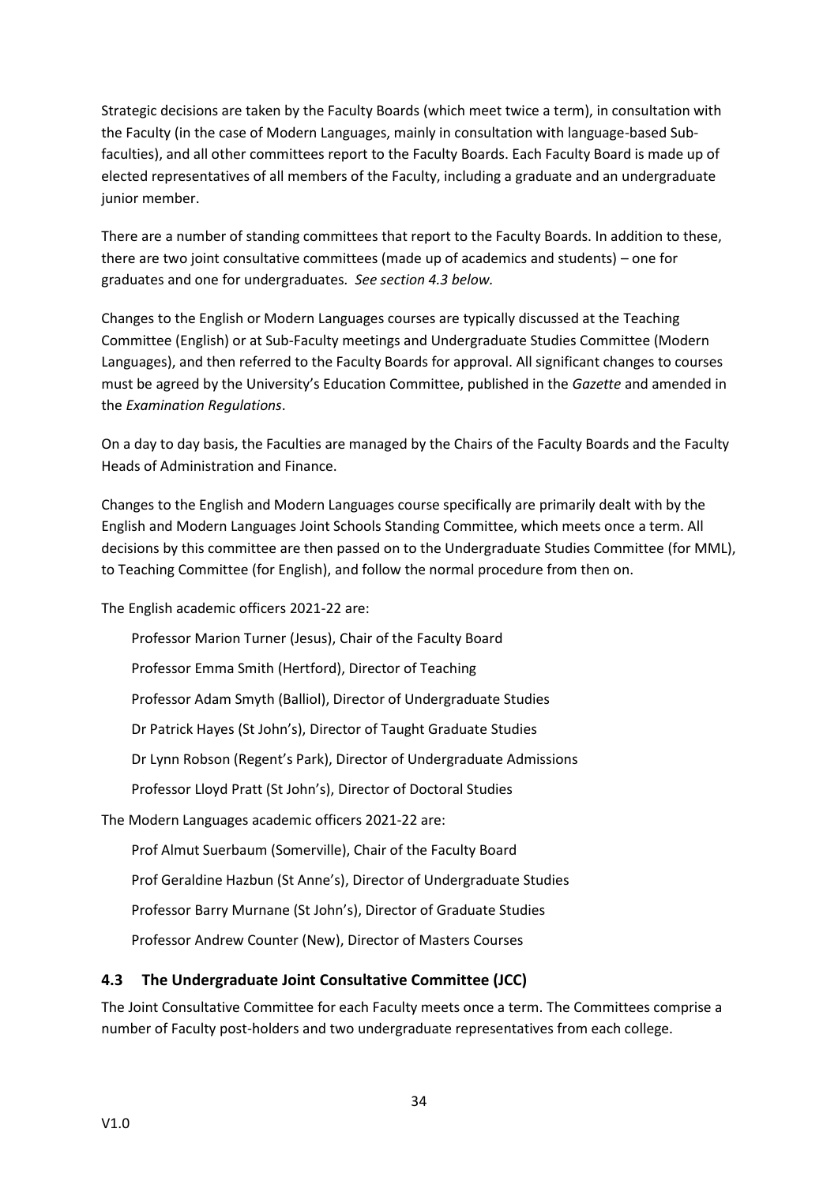Strategic decisions are taken by the Faculty Boards (which meet twice a term), in consultation with the Faculty (in the case of Modern Languages, mainly in consultation with language-based Sub-faculties), and all other committees report to the Faculty Boards. Each Faculty Board is made up of elected representatives of all members of the Faculty, including a graduate and an undergraduate junior member.

There are a number of standing committees that report to the Faculty Boards. In addition to these, there are two joint consultative committees (made up of academics and students) – one for graduates and one for undergraduates. *See section 4.3 below.*

Changes to the English or Modern Languages courses are typically discussed at the Teaching Committee (English) or at Sub-Faculty meetings and Undergraduate Studies Committee (Modern Languages), and then referred to the Faculty Boards for approval. All significant changes to courses must be agreed by the University's Education Committee, published in the *Gazette* and amended in the *Examination Regulations*.

On a day to day basis, the Faculties are managed by the Chairs of the Faculty Boards and the Faculty Heads of Administration and Finance.

Changes to the English and Modern Languages course specifically are primarily dealt with by the English and Modern Languages Joint Schools Standing Committee, which meets once a term. All decisions by this committee are then passed on to the Undergraduate Studies Committee (for MML), to Teaching Committee (for English), and follow the normal procedure from then on.

The English academic officers 2021-22 are:

- Professor Marion Turner (Jesus), Chair of the Faculty Board
- Professor Emma Smith (Hertford), Director of Teaching
- Professor Adam Smyth (Balliol), Director of Undergraduate Studies
- Dr Patrick Hayes (St John's), Director of Taught Graduate Studies
- Dr Lynn Robson (Regent's Park), Director of Undergraduate Admissions
- Professor Lloyd Pratt (St John's), Director of Doctoral Studies

The Modern Languages academic officers 2021-22 are:

- Prof Almut Suerbaum (Somerville), Chair of the Faculty Board
- Prof Geraldine Hazbun (St Anne's), Director of Undergraduate Studies
- Professor Barry Murnane (St John's), Director of Graduate Studies
- Professor Andrew Counter (New), Director of Masters Courses

## 4.3 The Undergraduate Joint Consultative Committee (JCC)

The Joint Consultative Committee for each Faculty meets once a term. The Committees comprise a number of Faculty post-holders and two undergraduate representatives from each college.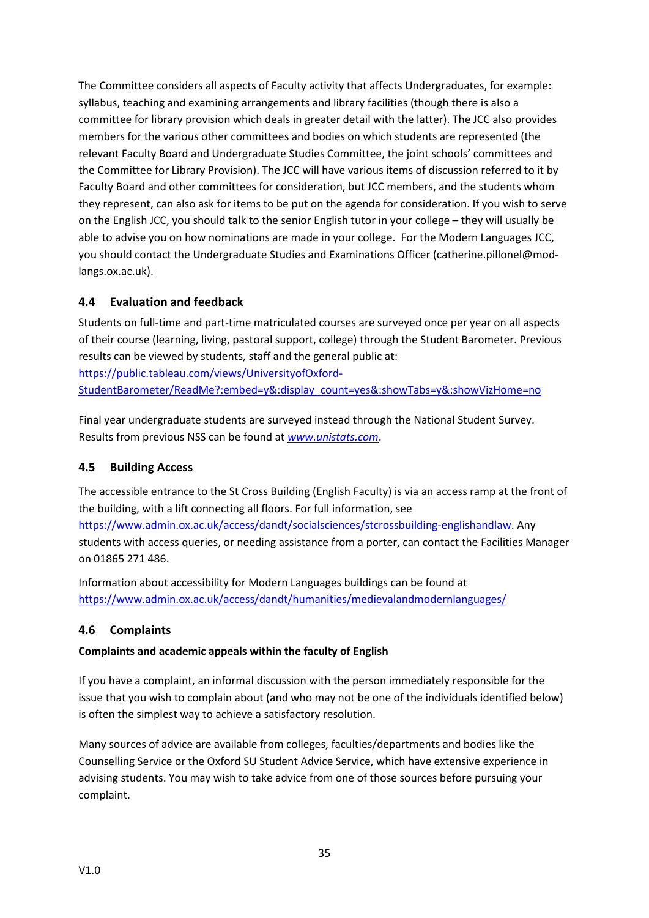The Committee considers all aspects of Faculty activity that affects Undergraduates, for example: syllabus, teaching and examining arrangements and library facilities (though there is also a committee for library provision which deals in greater detail with the latter). The JCC also provides members for the various other committees and bodies on which students are represented (the relevant Faculty Board and Undergraduate Studies Committee, the joint schools' committees and the Committee for Library Provision). The JCC will have various items of discussion referred to it by Faculty Board and other committees for consideration, but JCC members, and the students whom they represent, can also ask for items to be put on the agenda for consideration. If you wish to serve on the English JCC, you should talk to the senior English tutor in your college – they will usually be able to advise you on how nominations are made in your college. For the Modern Languages JCC, you should contact the Undergraduate Studies and Examinations Officer (catherine.pillonel@mod-langs.ox.ac.uk).

## 4.4 Evaluation and feedback

Students on full-time and part-time matriculated courses are surveyed once per year on all aspects of their course (learning, living, pastoral support, college) through the Student Barometer. Previous results can be viewed by students, staff and the general public at:
[https://public.tableau.com/views/UniversityofOxford-StudentBarometer/ReadMe?:embed=y&:display_count=yes&:showTabs=y&:showVizHome=no](https://public.tableau.com/views/UniversityofOxford-StudentBarometer/ReadMe?:embed=y&:display_count=yes&:showTabs=y&:showVizHome=no)

Final year undergraduate students are surveyed instead through the National Student Survey. Results from previous NSS can be found at *[www.unistats.com](www.unistats.com)*.

## 4.5 Building Access

The accessible entrance to the St Cross Building (English Faculty) is via an access ramp at the front of the building, with a lift connecting all floors. For full information, see [https://www.admin.ox.ac.uk/access/dandt/socialsciences/stcrossbuilding-englishandlaw](https://www.admin.ox.ac.uk/access/dandt/socialsciences/stcrossbuilding-englishandlaw). Any students with access queries, or needing assistance from a porter, can contact the Facilities Manager on 01865 271 486.

Information about accessibility for Modern Languages buildings can be found at [https://www.admin.ox.ac.uk/access/dandt/humanities/medievalandmodernlanguages/](https://www.admin.ox.ac.uk/access/dandt/humanities/medievalandmodernlanguages/)

## 4.6 Complaints

**Complaints and academic appeals within the faculty of English**

If you have a complaint, an informal discussion with the person immediately responsible for the issue that you wish to complain about (and who may not be one of the individuals identified below) is often the simplest way to achieve a satisfactory resolution.

Many sources of advice are available from colleges, faculties/departments and bodies like the Counselling Service or the Oxford SU Student Advice Service, which have extensive experience in advising students. You may wish to take advice from one of those sources before pursuing your complaint.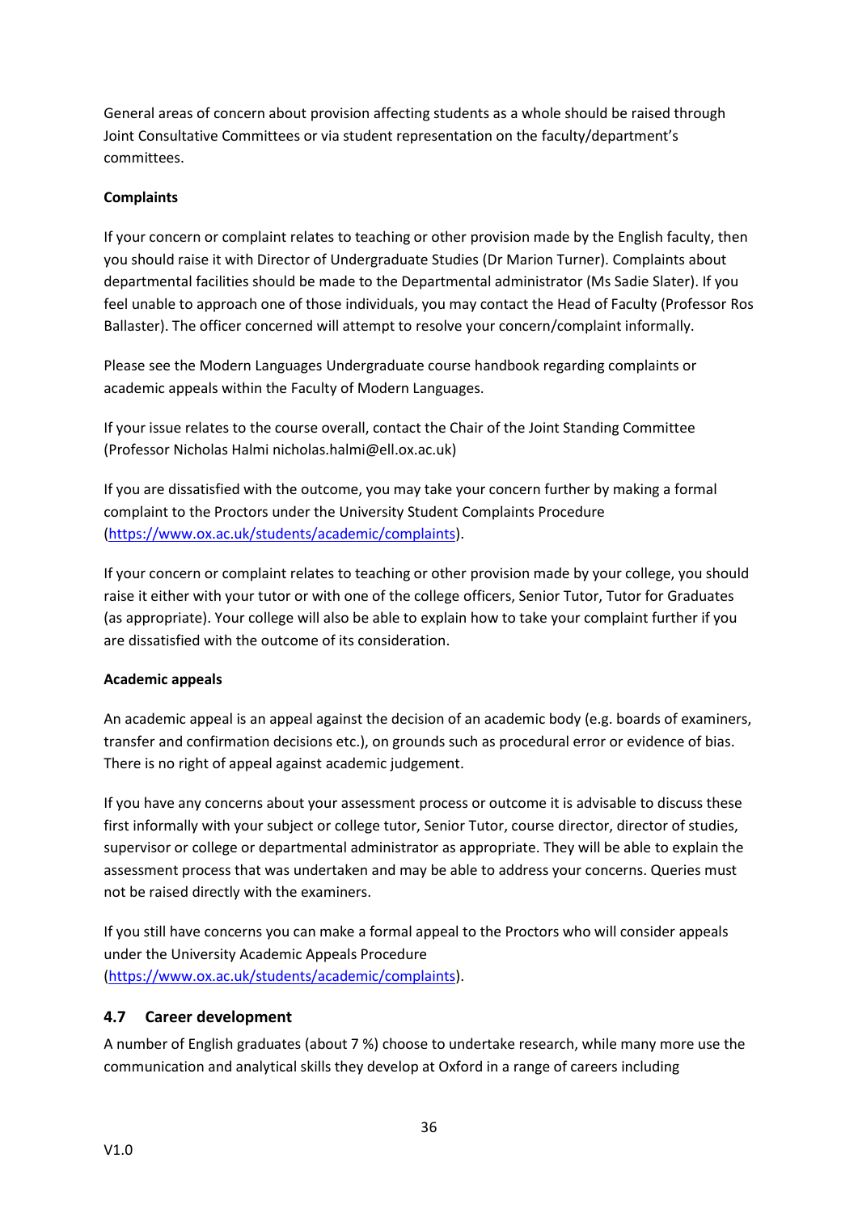General areas of concern about provision affecting students as a whole should be raised through Joint Consultative Committees or via student representation on the faculty/department's committees.

**Complaints**

If your concern or complaint relates to teaching or other provision made by the English faculty, then you should raise it with Director of Undergraduate Studies (Dr Marion Turner). Complaints about departmental facilities should be made to the Departmental administrator (Ms Sadie Slater). If you feel unable to approach one of those individuals, you may contact the Head of Faculty (Professor Ros Ballaster). The officer concerned will attempt to resolve your concern/complaint informally.

Please see the Modern Languages Undergraduate course handbook regarding complaints or academic appeals within the Faculty of Modern Languages.

If your issue relates to the course overall, contact the Chair of the Joint Standing Committee (Professor Nicholas Halmi nicholas.halmi@ell.ox.ac.uk)

If you are dissatisfied with the outcome, you may take your concern further by making a formal complaint to the Proctors under the University Student Complaints Procedure (https://www.ox.ac.uk/students/academic/complaints).

If your concern or complaint relates to teaching or other provision made by your college, you should raise it either with your tutor or with one of the college officers, Senior Tutor, Tutor for Graduates (as appropriate). Your college will also be able to explain how to take your complaint further if you are dissatisfied with the outcome of its consideration.

**Academic appeals**

An academic appeal is an appeal against the decision of an academic body (e.g. boards of examiners, transfer and confirmation decisions etc.), on grounds such as procedural error or evidence of bias. There is no right of appeal against academic judgement.

If you have any concerns about your assessment process or outcome it is advisable to discuss these first informally with your subject or college tutor, Senior Tutor, course director, director of studies, supervisor or college or departmental administrator as appropriate. They will be able to explain the assessment process that was undertaken and may be able to address your concerns. Queries must not be raised directly with the examiners.

If you still have concerns you can make a formal appeal to the Proctors who will consider appeals under the University Academic Appeals Procedure (https://www.ox.ac.uk/students/academic/complaints).

## 4.7 Career development

A number of English graduates (about 7 %) choose to undertake research, while many more use the communication and analytical skills they develop at Oxford in a range of careers including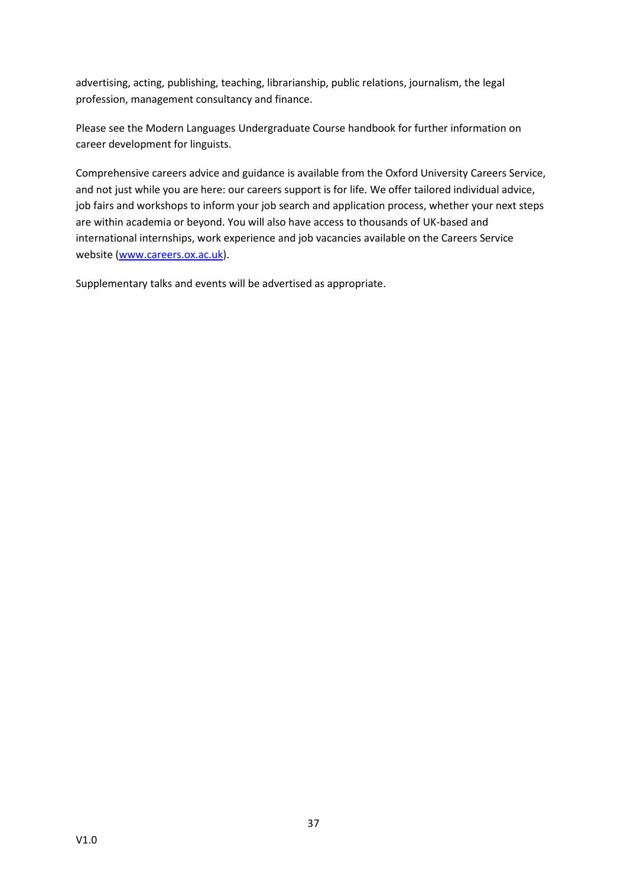advertising, acting, publishing, teaching, librarianship, public relations, journalism, the legal profession, management consultancy and finance.

Please see the Modern Languages Undergraduate Course handbook for further information on career development for linguists.

Comprehensive careers advice and guidance is available from the Oxford University Careers Service, and not just while you are here: our careers support is for life. We offer tailored individual advice, job fairs and workshops to inform your job search and application process, whether your next steps are within academia or beyond. You will also have access to thousands of UK-based and international internships, work experience and job vacancies available on the Careers Service website ([www.careers.ox.ac.uk](http://www.careers.ox.ac.uk)).

Supplementary talks and events will be advertised as appropriate.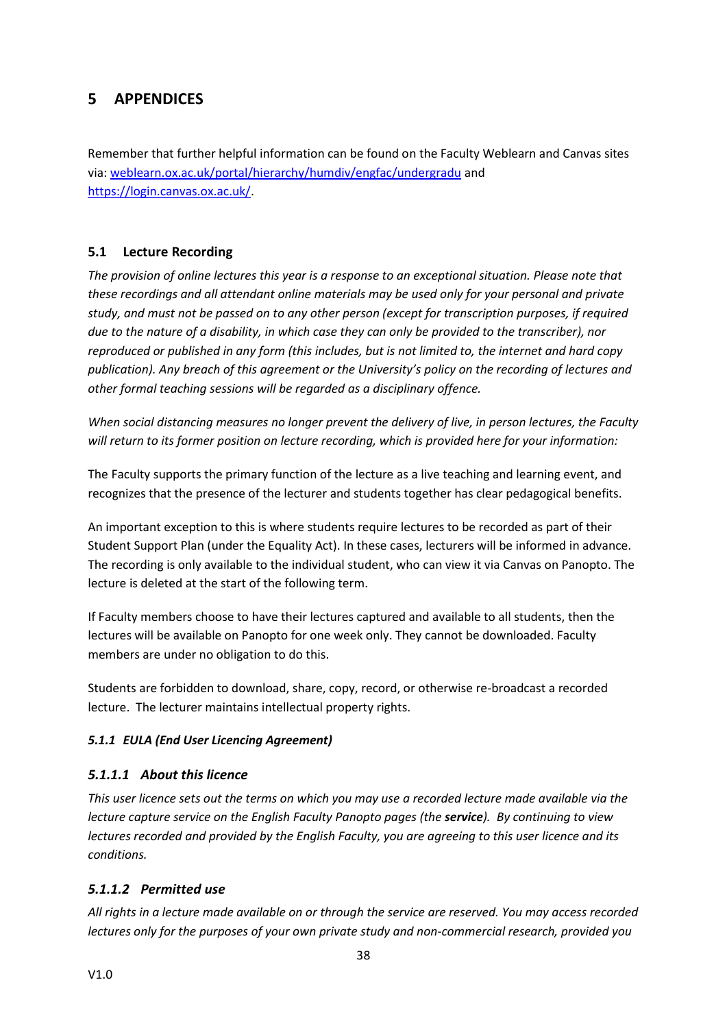# 5 APPENDICES

Remember that further helpful information can be found on the Faculty Weblearn and Canvas sites via: [weblearn.ox.ac.uk/portal/hierarchy/humdiv/engfac/undergradu](weblearn.ox.ac.uk/portal/hierarchy/humdiv/engfac/undergradu) and [https://login.canvas.ox.ac.uk/](https://login.canvas.ox.ac.uk/).

## 5.1 Lecture Recording

*The provision of online lectures this year is a response to an exceptional situation. Please note that these recordings and all attendant online materials may be used only for your personal and private study, and must not be passed on to any other person (except for transcription purposes, if required due to the nature of a disability, in which case they can only be provided to the transcriber), nor reproduced or published in any form (this includes, but is not limited to, the internet and hard copy publication). Any breach of this agreement or the University's policy on the recording of lectures and other formal teaching sessions will be regarded as a disciplinary offence.*

*When social distancing measures no longer prevent the delivery of live, in person lectures, the Faculty will return to its former position on lecture recording, which is provided here for your information:*

The Faculty supports the primary function of the lecture as a live teaching and learning event, and recognizes that the presence of the lecturer and students together has clear pedagogical benefits.

An important exception to this is where students require lectures to be recorded as part of their Student Support Plan (under the Equality Act). In these cases, lecturers will be informed in advance. The recording is only available to the individual student, who can view it via Canvas on Panopto. The lecture is deleted at the start of the following term.

If Faculty members choose to have their lectures captured and available to all students, then the lectures will be available on Panopto for one week only. They cannot be downloaded. Faculty members are under no obligation to do this.

Students are forbidden to download, share, copy, record, or otherwise re-broadcast a recorded lecture. The lecturer maintains intellectual property rights.

### *5.1.1 EULA (End User Licencing Agreement)*

#### *5.1.1.1 About this licence*

*This user licence sets out the terms on which you may use a recorded lecture made available via the lecture capture service on the English Faculty Panopto pages (the **service**). By continuing to view lectures recorded and provided by the English Faculty, you are agreeing to this user licence and its conditions.*

#### *5.1.1.2 Permitted use*

*All rights in a lecture made available on or through the service are reserved. You may access recorded lectures only for the purposes of your own private study and non-commercial research, provided you*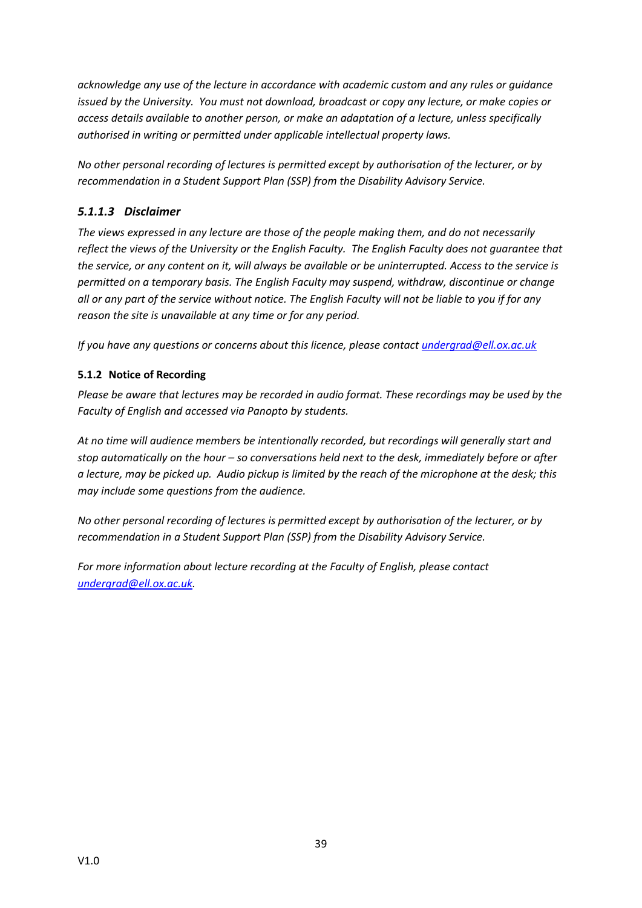*acknowledge any use of the lecture in accordance with academic custom and any rules or guidance issued by the University. You must not download, broadcast or copy any lecture, or make copies or access details available to another person, or make an adaptation of a lecture, unless specifically authorised in writing or permitted under applicable intellectual property laws.*

*No other personal recording of lectures is permitted except by authorisation of the lecturer, or by recommendation in a Student Support Plan (SSP) from the Disability Advisory Service.*

#### *5.1.1.3 Disclaimer*

*The views expressed in any lecture are those of the people making them, and do not necessarily reflect the views of the University or the English Faculty. The English Faculty does not guarantee that the service, or any content on it, will always be available or be uninterrupted. Access to the service is permitted on a temporary basis. The English Faculty may suspend, withdraw, discontinue or change all or any part of the service without notice. The English Faculty will not be liable to you if for any reason the site is unavailable at any time or for any period.*

*If you have any questions or concerns about this licence, please contact [undergrad@ell.ox.ac.uk](mailto:undergrad@ell.ox.ac.uk)*

### 5.1.2 Notice of Recording

*Please be aware that lectures may be recorded in audio format. These recordings may be used by the Faculty of English and accessed via Panopto by students.*

*At no time will audience members be intentionally recorded, but recordings will generally start and stop automatically on the hour – so conversations held next to the desk, immediately before or after a lecture, may be picked up. Audio pickup is limited by the reach of the microphone at the desk; this may include some questions from the audience.*

*No other personal recording of lectures is permitted except by authorisation of the lecturer, or by recommendation in a Student Support Plan (SSP) from the Disability Advisory Service.*

*For more information about lecture recording at the Faculty of English, please contact [undergrad@ell.ox.ac.uk](mailto:undergrad@ell.ox.ac.uk).*

V1.0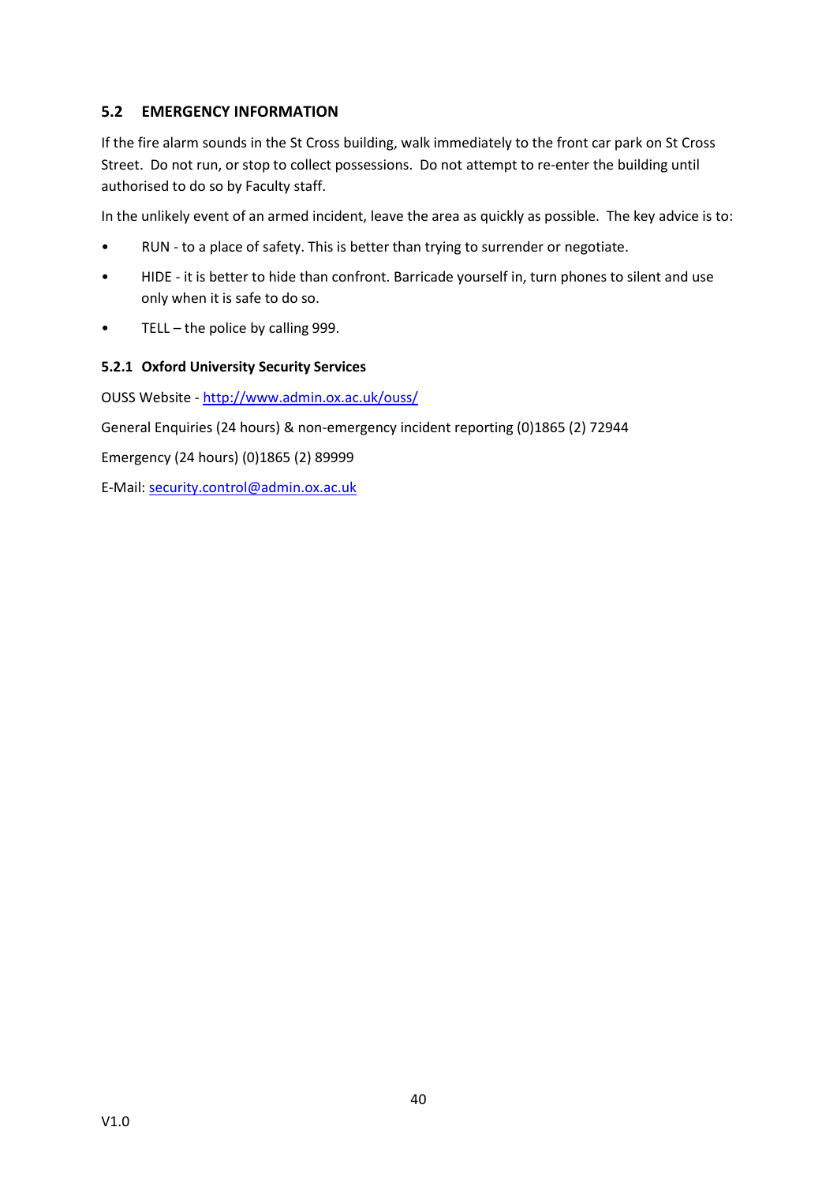## 5.2 EMERGENCY INFORMATION

If the fire alarm sounds in the St Cross building, walk immediately to the front car park on St Cross Street. Do not run, or stop to collect possessions. Do not attempt to re-enter the building until authorised to do so by Faculty staff.

In the unlikely event of an armed incident, leave the area as quickly as possible. The key advice is to:

- RUN - to a place of safety. This is better than trying to surrender or negotiate.
- HIDE - it is better to hide than confront. Barricade yourself in, turn phones to silent and use only when it is safe to do so.
- TELL – the police by calling 999.

### 5.2.1 Oxford University Security Services

OUSS Website - http://www.admin.ox.ac.uk/ouss/

General Enquiries (24 hours) & non-emergency incident reporting (0)1865 (2) 72944

Emergency (24 hours) (0)1865 (2) 89999

E-Mail: security.control@admin.ox.ac.uk